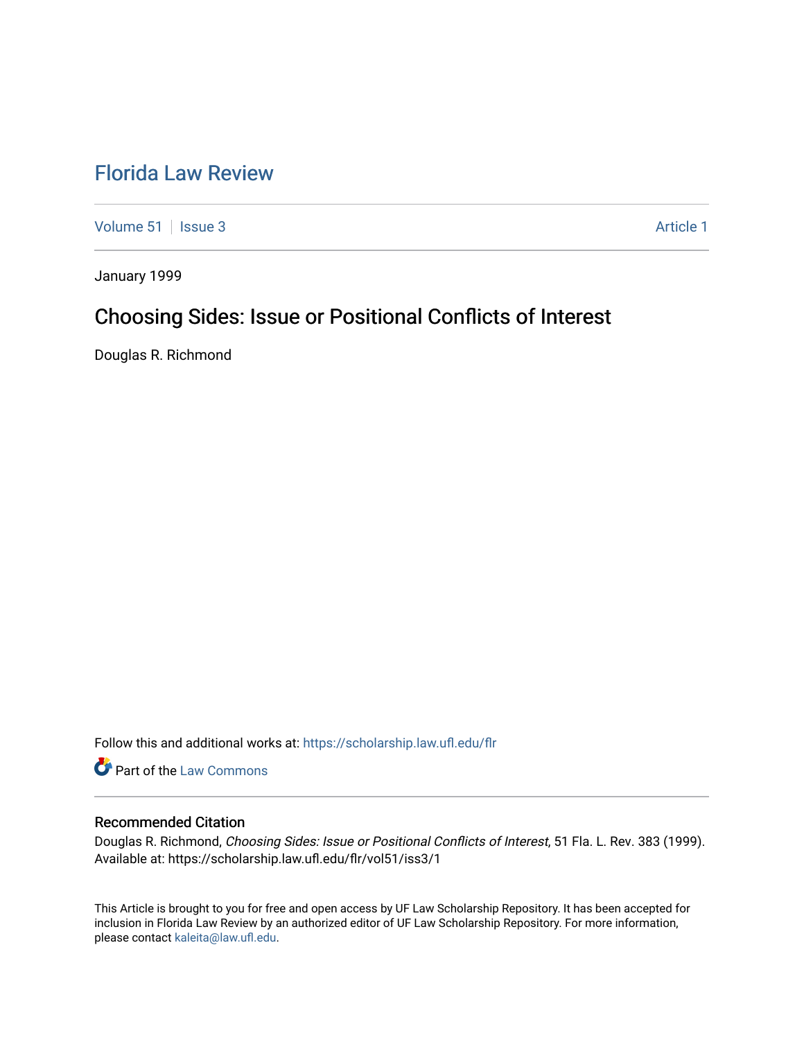# Florida Law Review

Volume 51 | Issue 3 | Article 1

January 1999

## Choosing Sides: Issue or Positional Conflicts of Interest

Douglas R. Richmond

Follow this and additional works at: https://scholarship.law.ufl.edu/flr

Part of the Law Commons

### Recommended Citation

Douglas R. Richmond, *Choosing Sides: Issue or Positional Conflicts of Interest*, 51 Fla. L. Rev. 383 (1999). Available at: https://scholarship.law.ufl.edu/flr/vol51/iss3/1

This Article is brought to you for free and open access by UF Law Scholarship Repository. It has been accepted for inclusion in Florida Law Review by an authorized editor of UF Law Scholarship Repository. For more information, please contact kaleita@law.ufl.edu.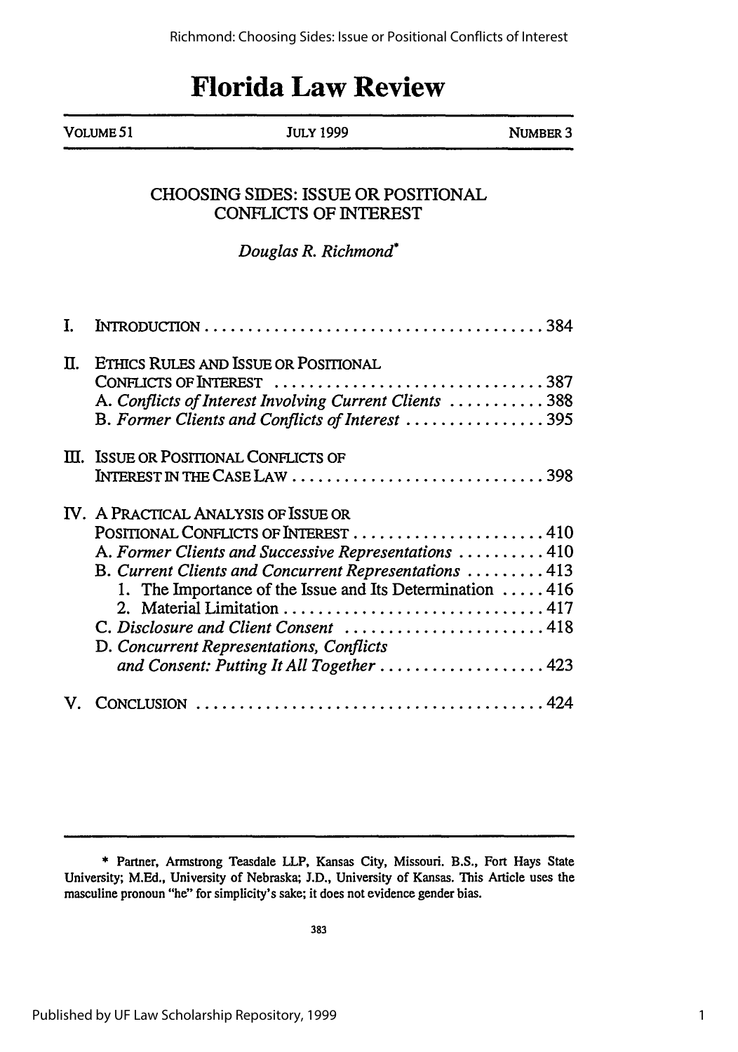# Florida Law Review

VOLUME 51 | JULY 1999 | NUMBER 3

## CHOOSING SIDES: ISSUE OR POSITIONAL CONFLICTS OF INTEREST

*Douglas R. Richmond*[*]

I. INTRODUCTION . . . . . . . . . . . . . . . . . . . . . . . . . . . . . . . . . . . . . . . 384

II. ETHICS RULES AND ISSUE OR POSITIONAL CONFLICTS OF INTEREST . . . . . . . . . . . . . . . . . . . . . . . . . . . . . . 387
  A. *Conflicts of Interest Involving Current Clients* . . . . . . . . . . . 388
  B. *Former Clients and Conflicts of Interest* . . . . . . . . . . . . . . . . 395

III. ISSUE OR POSITIONAL CONFLICTS OF INTEREST IN THE CASE LAW . . . . . . . . . . . . . . . . . . . . . . . . . . . . 398

IV. A PRACTICAL ANALYSIS OF ISSUE OR POSITIONAL CONFLICTS OF INTEREST . . . . . . . . . . . . . . . . . . . . . . 410
  A. *Former Clients and Successive Representations* . . . . . . . . . . 410
  B. *Current Clients and Concurrent Representations* . . . . . . . . . 413
    1. The Importance of the Issue and Its Determination . . . . . 416
    2. Material Limitation . . . . . . . . . . . . . . . . . . . . . . . . . . . . . . 417
  C. *Disclosure and Client Consent* . . . . . . . . . . . . . . . . . . . . . . . 418
  D. *Concurrent Representations, Conflicts and Consent: Putting It All Together* . . . . . . . . . . . . . . . . . . . 423

V. CONCLUSION . . . . . . . . . . . . . . . . . . . . . . . . . . . . . . . . . . . . . . . . 424

---

[*] Partner, Armstrong Teasdale LLP, Kansas City, Missouri. B.S., Fort Hays State University; M.Ed., University of Nebraska; J.D., University of Kansas. This Article uses the masculine pronoun "he" for simplicity's sake; it does not evidence gender bias.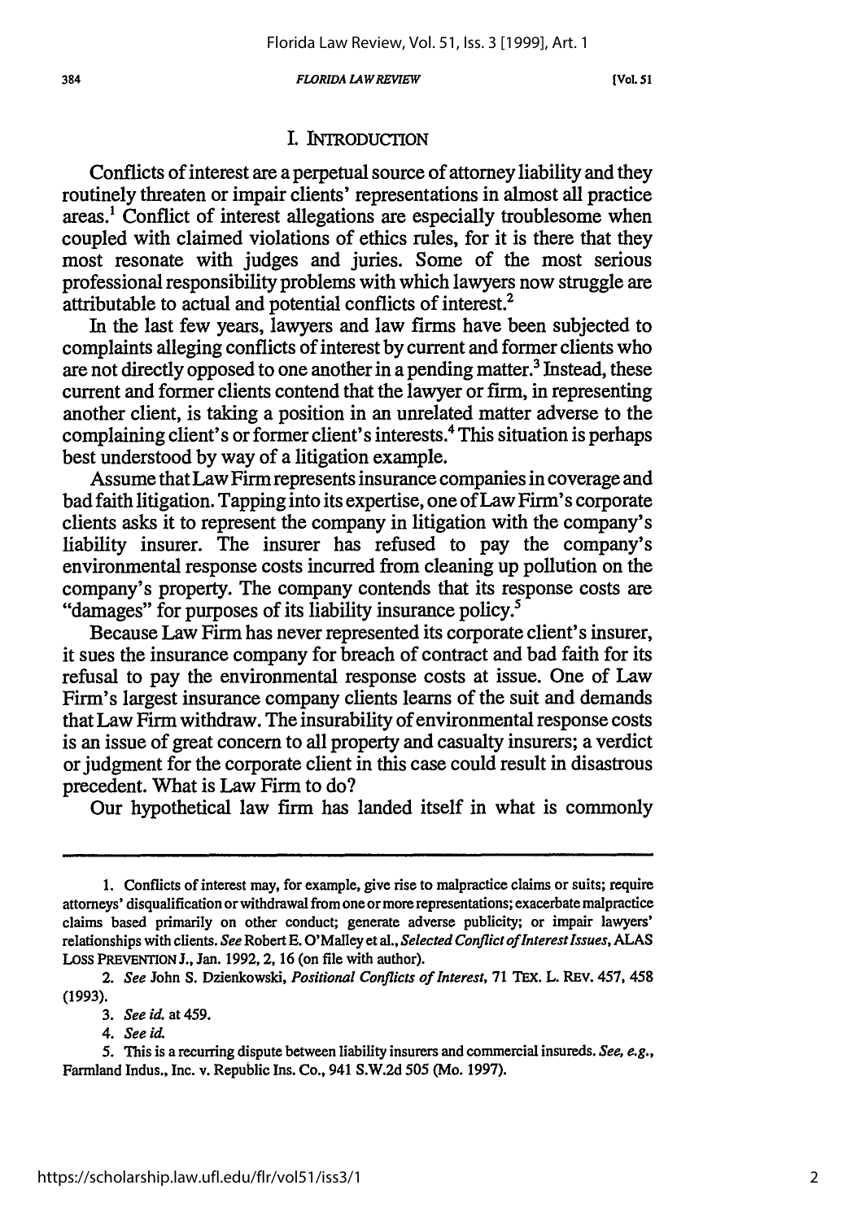## I. INTRODUCTION

Conflicts of interest are a perpetual source of attorney liability and they routinely threaten or impair clients' representations in almost all practice areas.[1] Conflict of interest allegations are especially troublesome when coupled with claimed violations of ethics rules, for it is there that they most resonate with judges and juries. Some of the most serious professional responsibility problems with which lawyers now struggle are attributable to actual and potential conflicts of interest.[2]

In the last few years, lawyers and law firms have been subjected to complaints alleging conflicts of interest by current and former clients who are not directly opposed to one another in a pending matter.[3] Instead, these current and former clients contend that the lawyer or firm, in representing another client, is taking a position in an unrelated matter adverse to the complaining client's or former client's interests.[4] This situation is perhaps best understood by way of a litigation example.

Assume that Law Firm represents insurance companies in coverage and bad faith litigation. Tapping into its expertise, one of Law Firm's corporate clients asks it to represent the company in litigation with the company's liability insurer. The insurer has refused to pay the company's environmental response costs incurred from cleaning up pollution on the company's property. The company contends that its response costs are "damages" for purposes of its liability insurance policy.[5]

Because Law Firm has never represented its corporate client's insurer, it sues the insurance company for breach of contract and bad faith for its refusal to pay the environmental response costs at issue. One of Law Firm's largest insurance company clients learns of the suit and demands that Law Firm withdraw. The insurability of environmental response costs is an issue of great concern to all property and casualty insurers; a verdict or judgment for the corporate client in this case could result in disastrous precedent. What is Law Firm to do?

Our hypothetical law firm has landed itself in what is commonly

---

1. Conflicts of interest may, for example, give rise to malpractice claims or suits; require attorneys' disqualification or withdrawal from one or more representations; exacerbate malpractice claims based primarily on other conduct; generate adverse publicity; or impair lawyers' relationships with clients. *See* Robert E. O'Malley et al., *Selected Conflict of Interest Issues*, ALAS LOSS PREVENTION J., Jan. 1992, 2, 16 (on file with author).

2. *See* John S. Dzienkowski, *Positional Conflicts of Interest*, 71 TEX. L. REV. 457, 458 (1993).

3. *See id.* at 459.

4. *See id.*

5. This is a recurring dispute between liability insurers and commercial insureds. *See, e.g.*, Farmland Indus., Inc. v. Republic Ins. Co., 941 S.W.2d 505 (Mo. 1997).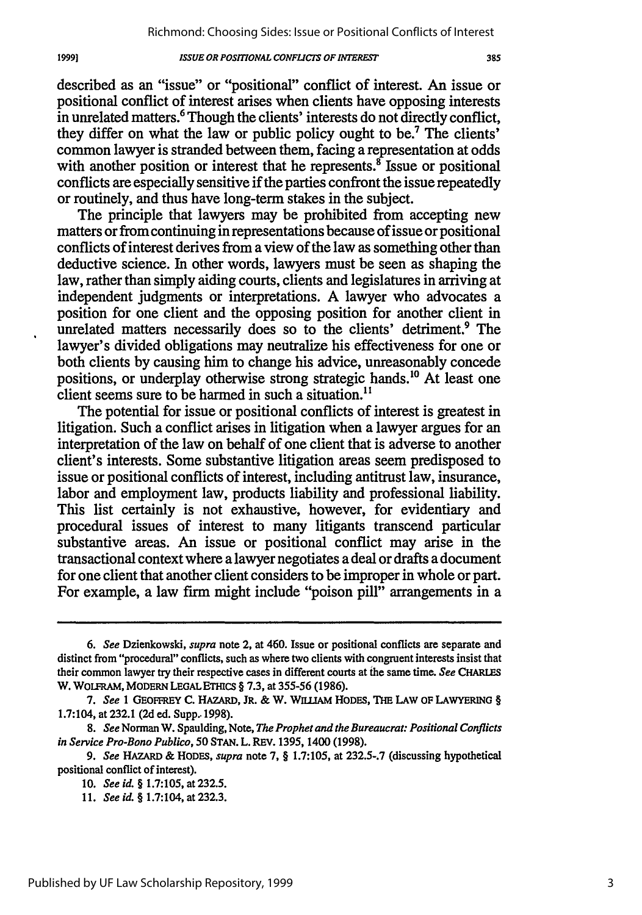described as an "issue" or "positional" conflict of interest. An issue or positional conflict of interest arises when clients have opposing interests in unrelated matters.[6] Though the clients' interests do not directly conflict, they differ on what the law or public policy ought to be.[7] The clients' common lawyer is stranded between them, facing a representation at odds with another position or interest that he represents.[8] Issue or positional conflicts are especially sensitive if the parties confront the issue repeatedly or routinely, and thus have long-term stakes in the subject.

The principle that lawyers may be prohibited from accepting new matters or from continuing in representations because of issue or positional conflicts of interest derives from a view of the law as something other than deductive science. In other words, lawyers must be seen as shaping the law, rather than simply aiding courts, clients and legislatures in arriving at independent judgments or interpretations. A lawyer who advocates a position for one client and the opposing position for another client in unrelated matters necessarily does so to the clients' detriment.[9] The lawyer's divided obligations may neutralize his effectiveness for one or both clients by causing him to change his advice, unreasonably concede positions, or underplay otherwise strong strategic hands.[10] At least one client seems sure to be harmed in such a situation.[11]

The potential for issue or positional conflicts of interest is greatest in litigation. Such a conflict arises in litigation when a lawyer argues for an interpretation of the law on behalf of one client that is adverse to another client's interests. Some substantive litigation areas seem predisposed to issue or positional conflicts of interest, including antitrust law, insurance, labor and employment law, products liability and professional liability. This list certainly is not exhaustive, however, for evidentiary and procedural issues of interest to many litigants transcend particular substantive areas. An issue or positional conflict may arise in the transactional context where a lawyer negotiates a deal or drafts a document for one client that another client considers to be improper in whole or part. For example, a law firm might include "poison pill" arrangements in a

---

6. *See* Dzienkowski, *supra* note 2, at 460. Issue or positional conflicts are separate and distinct from "procedural" conflicts, such as where two clients with congruent interests insist that their common lawyer try their respective cases in different courts at the same time. *See* CHARLES W. WOLFRAM, MODERN LEGAL ETHICS § 7.3, at 355-56 (1986).

7. *See* 1 GEOFFREY C. HAZARD, JR. & W. WILLIAM HODES, THE LAW OF LAWYERING § 1.7:104, at 232.1 (2d ed. Supp. 1998).

8. *See* Norman W. Spaulding, Note, *The Prophet and the Bureaucrat: Positional Conflicts in Service Pro-Bono Publico*, 50 STAN. L. REV. 1395, 1400 (1998).

9. *See* HAZARD & HODES, *supra* note 7, § 1.7:105, at 232.5-.7 (discussing hypothetical positional conflict of interest).

10. *See id.* § 1.7:105, at 232.5.

11. *See id.* § 1.7:104, at 232.3.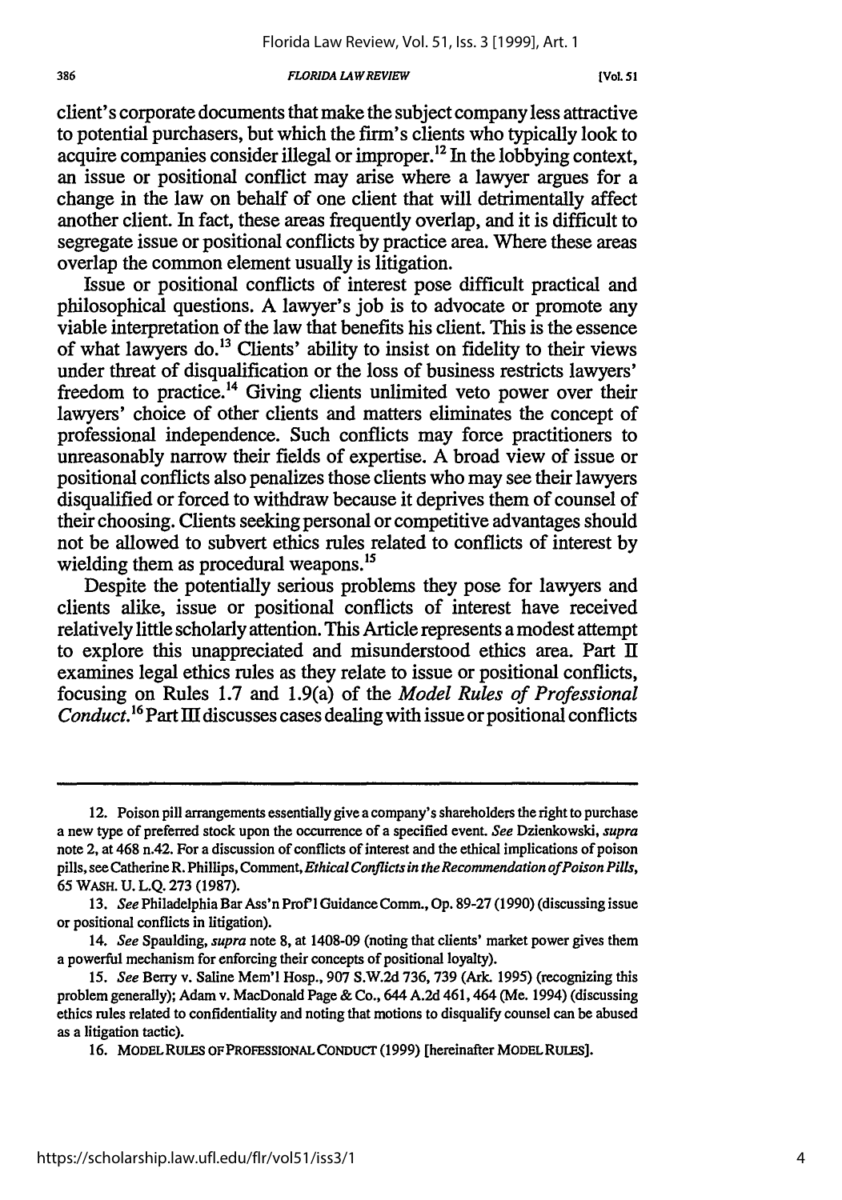client's corporate documents that make the subject company less attractive to potential purchasers, but which the firm's clients who typically look to acquire companies consider illegal or improper.[12] In the lobbying context, an issue or positional conflict may arise where a lawyer argues for a change in the law on behalf of one client that will detrimentally affect another client. In fact, these areas frequently overlap, and it is difficult to segregate issue or positional conflicts by practice area. Where these areas overlap the common element usually is litigation.

Issue or positional conflicts of interest pose difficult practical and philosophical questions. A lawyer's job is to advocate or promote any viable interpretation of the law that benefits his client. This is the essence of what lawyers do.[13] Clients' ability to insist on fidelity to their views under threat of disqualification or the loss of business restricts lawyers' freedom to practice.[14] Giving clients unlimited veto power over their lawyers' choice of other clients and matters eliminates the concept of professional independence. Such conflicts may force practitioners to unreasonably narrow their fields of expertise. A broad view of issue or positional conflicts also penalizes those clients who may see their lawyers disqualified or forced to withdraw because it deprives them of counsel of their choosing. Clients seeking personal or competitive advantages should not be allowed to subvert ethics rules related to conflicts of interest by wielding them as procedural weapons.[15]

Despite the potentially serious problems they pose for lawyers and clients alike, issue or positional conflicts of interest have received relatively little scholarly attention. This Article represents a modest attempt to explore this unappreciated and misunderstood ethics area. Part II examines legal ethics rules as they relate to issue or positional conflicts, focusing on Rules 1.7 and 1.9(a) of the *Model Rules of Professional Conduct*.[16] Part III discusses cases dealing with issue or positional conflicts

---

12. Poison pill arrangements essentially give a company's shareholders the right to purchase a new type of preferred stock upon the occurrence of a specified event. *See* Dzienkowski, *supra* note 2, at 468 n.42. For a discussion of conflicts of interest and the ethical implications of poison pills, see Catherine R. Phillips, Comment, *Ethical Conflicts in the Recommendation of Poison Pills*, 65 WASH. U. L.Q. 273 (1987).

13. *See* Philadelphia Bar Ass'n Prof'l Guidance Comm., Op. 89-27 (1990) (discussing issue or positional conflicts in litigation).

14. *See* Spaulding, *supra* note 8, at 1408-09 (noting that clients' market power gives them a powerful mechanism for enforcing their concepts of positional loyalty).

15. *See* Berry v. Saline Mem'l Hosp., 907 S.W.2d 736, 739 (Ark. 1995) (recognizing this problem generally); Adam v. MacDonald Page & Co., 644 A.2d 461, 464 (Me. 1994) (discussing ethics rules related to confidentiality and noting that motions to disqualify counsel can be abused as a litigation tactic).

16. MODEL RULES OF PROFESSIONAL CONDUCT (1999) [hereinafter MODEL RULES].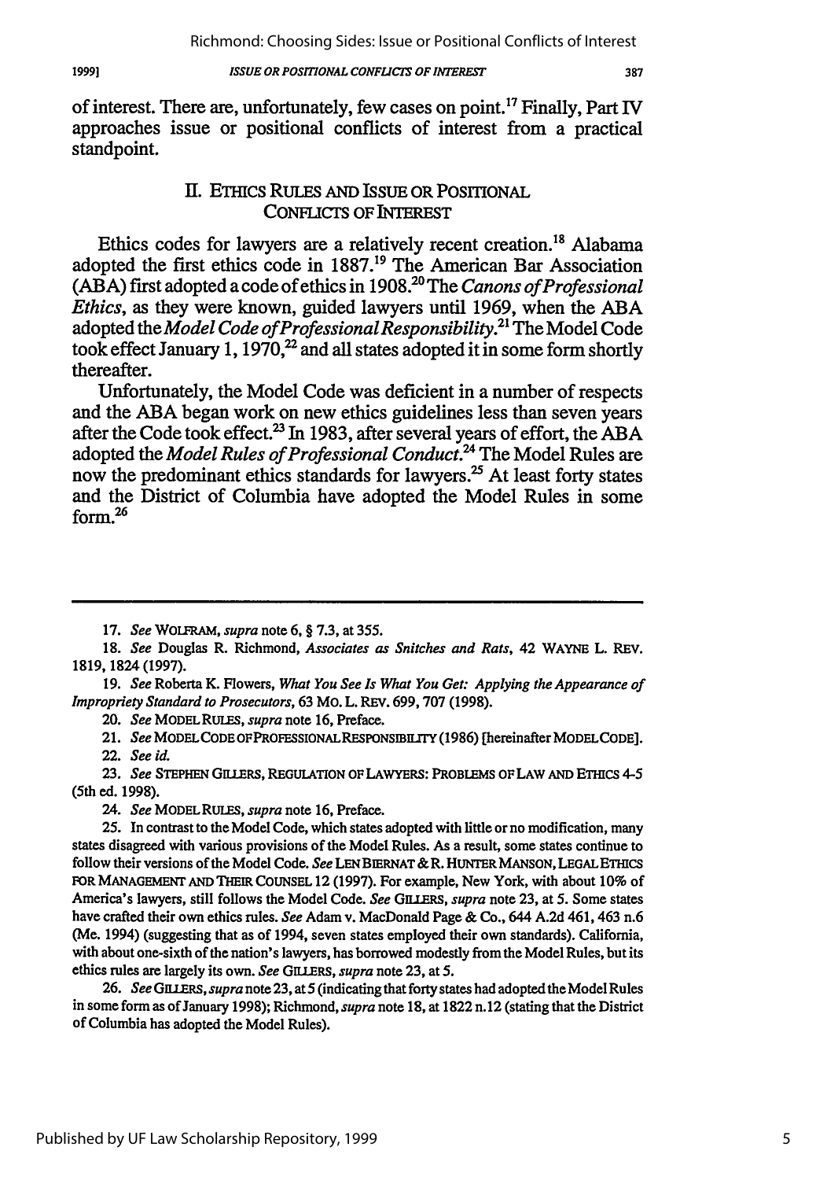of interest. There are, unfortunately, few cases on point.[17] Finally, Part IV approaches issue or positional conflicts of interest from a practical standpoint.

## II. ETHICS RULES AND ISSUE OR POSITIONAL CONFLICTS OF INTEREST

Ethics codes for lawyers are a relatively recent creation.[18] Alabama adopted the first ethics code in 1887.[19] The American Bar Association (ABA) first adopted a code of ethics in 1908.[20] The *Canons of Professional Ethics*, as they were known, guided lawyers until 1969, when the ABA adopted the *Model Code of Professional Responsibility*.[21] The Model Code took effect January 1, 1970,[22] and all states adopted it in some form shortly thereafter.

Unfortunately, the Model Code was deficient in a number of respects and the ABA began work on new ethics guidelines less than seven years after the Code took effect.[23] In 1983, after several years of effort, the ABA adopted the *Model Rules of Professional Conduct*.[24] The Model Rules are now the predominant ethics standards for lawyers.[25] At least forty states and the District of Columbia have adopted the Model Rules in some form.[26]

---

17. *See* WOLFRAM, *supra* note 6, § 7.3, at 355.

18. *See* Douglas R. Richmond, *Associates as Snitches and Rats*, 42 WAYNE L. REV. 1819, 1824 (1997).

19. *See* Roberta K. Flowers, *What You See Is What You Get: Applying the Appearance of Impropriety Standard to Prosecutors*, 63 MO. L. REV. 699, 707 (1998).

20. *See* MODEL RULES, *supra* note 16, Preface.

21. *See* MODEL CODE OF PROFESSIONAL RESPONSIBILITY (1986) [hereinafter MODEL CODE].

22. *See id.*

23. *See* STEPHEN GILLERS, REGULATION OF LAWYERS: PROBLEMS OF LAW AND ETHICS 4-5 (5th ed. 1998).

24. *See* MODEL RULES, *supra* note 16, Preface.

25. In contrast to the Model Code, which states adopted with little or no modification, many states disagreed with various provisions of the Model Rules. As a result, some states continue to follow their versions of the Model Code. *See* LEN BIERNAT & R. HUNTER MANSON, LEGAL ETHICS FOR MANAGEMENT AND THEIR COUNSEL 12 (1997). For example, New York, with about 10% of America's lawyers, still follows the Model Code. *See* GILLERS, *supra* note 23, at 5. Some states have crafted their own ethics rules. *See* Adam v. MacDonald Page & Co., 644 A.2d 461, 463 n.6 (Me. 1994) (suggesting that as of 1994, seven states employed their own standards). California, with about one-sixth of the nation's lawyers, has borrowed modestly from the Model Rules, but its ethics rules are largely its own. *See* GILLERS, *supra* note 23, at 5.

26. *See* GILLERS, *supra* note 23, at 5 (indicating that forty states had adopted the Model Rules in some form as of January 1998); Richmond, *supra* note 18, at 1822 n.12 (stating that the District of Columbia has adopted the Model Rules).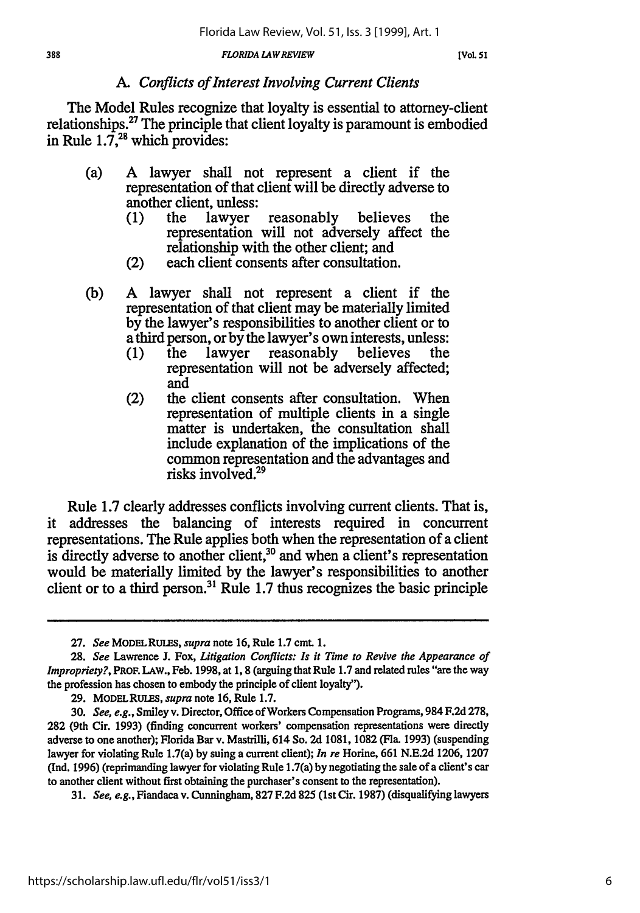### A. *Conflicts of Interest Involving Current Clients*

The Model Rules recognize that loyalty is essential to attorney-client relationships.[27] The principle that client loyalty is paramount is embodied in Rule 1.7,[28] which provides:

> (a) A lawyer shall not represent a client if the representation of that client will be directly adverse to another client, unless:
>
> (1) the lawyer reasonably believes the representation will not adversely affect the relationship with the other client; and
>
> (2) each client consents after consultation.
>
> (b) A lawyer shall not represent a client if the representation of that client may be materially limited by the lawyer's responsibilities to another client or to a third person, or by the lawyer's own interests, unless:
>
> (1) the lawyer reasonably believes the representation will not be adversely affected; and
>
> (2) the client consents after consultation. When representation of multiple clients in a single matter is undertaken, the consultation shall include explanation of the implications of the common representation and the advantages and risks involved.[29]

Rule 1.7 clearly addresses conflicts involving current clients. That is, it addresses the balancing of interests required in concurrent representations. The Rule applies both when the representation of a client is directly adverse to another client,[30] and when a client's representation would be materially limited by the lawyer's responsibilities to another client or to a third person.[31] Rule 1.7 thus recognizes the basic principle

---

27. *See* MODEL RULES, *supra* note 16, Rule 1.7 cmt. 1.

28. *See* Lawrence J. Fox, *Litigation Conflicts: Is it Time to Revive the Appearance of Impropriety?*, PROF. LAW., Feb. 1998, at 1, 8 (arguing that Rule 1.7 and related rules "are the way the profession has chosen to embody the principle of client loyalty").

29. MODEL RULES, *supra* note 16, Rule 1.7.

30. *See, e.g.*, Smiley v. Director, Office of Workers Compensation Programs, 984 F.2d 278, 282 (9th Cir. 1993) (finding concurrent workers' compensation representations were directly adverse to one another); Florida Bar v. Mastrilli, 614 So. 2d 1081, 1082 (Fla. 1993) (suspending lawyer for violating Rule 1.7(a) by suing a current client); *In re* Horine, 661 N.E.2d 1206, 1207 (Ind. 1996) (reprimanding lawyer for violating Rule 1.7(a) by negotiating the sale of a client's car to another client without first obtaining the purchaser's consent to the representation).

31. *See, e.g.*, Fiandaca v. Cunningham, 827 F.2d 825 (1st Cir. 1987) (disqualifying lawyers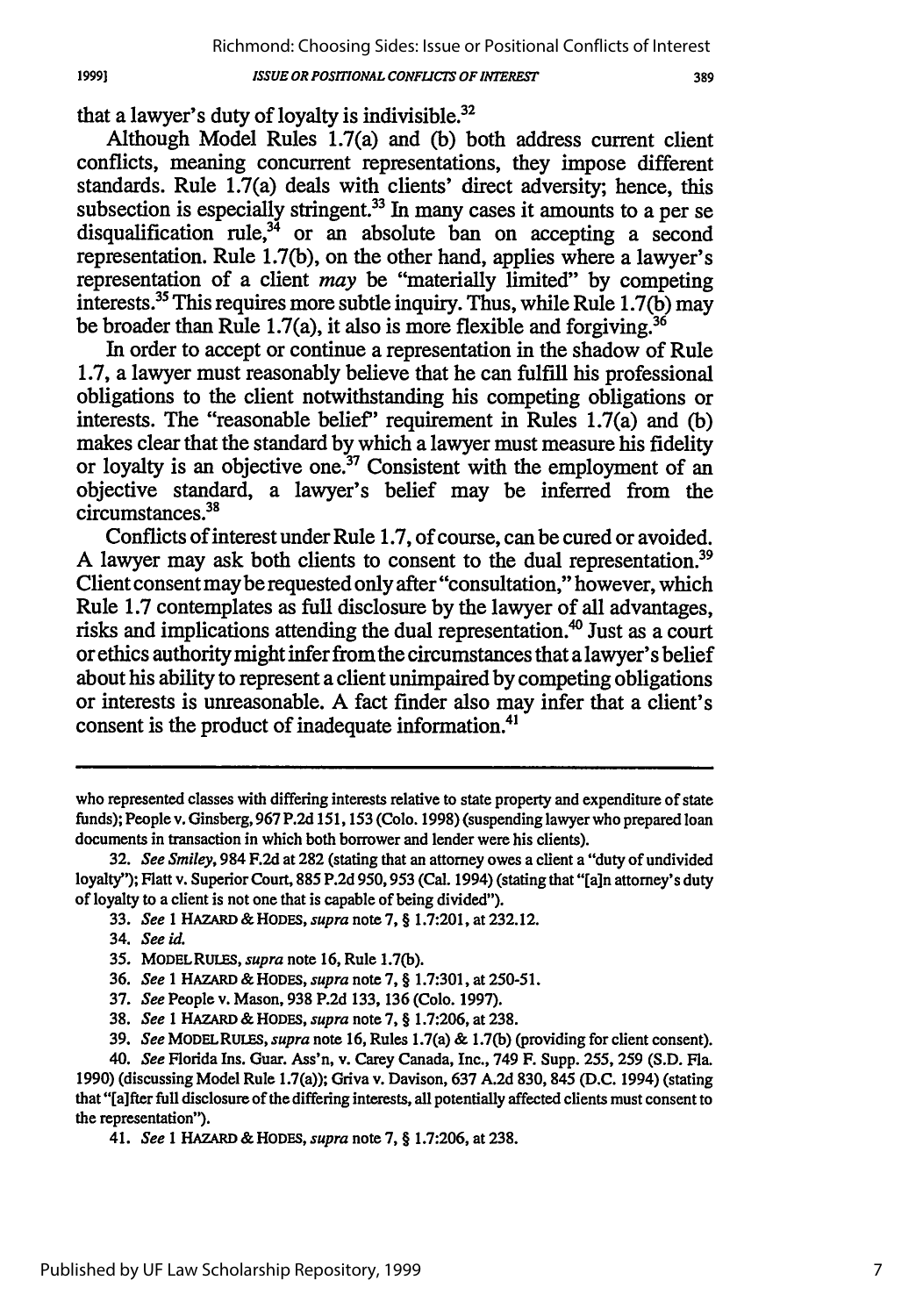that a lawyer's duty of loyalty is indivisible.[32]

Although Model Rules 1.7(a) and (b) both address current client conflicts, meaning concurrent representations, they impose different standards. Rule 1.7(a) deals with clients' direct adversity; hence, this subsection is especially stringent.[33] In many cases it amounts to a per se disqualification rule,[34] or an absolute ban on accepting a second representation. Rule 1.7(b), on the other hand, applies where a lawyer's representation of a client *may* be "materially limited" by competing interests.[35] This requires more subtle inquiry. Thus, while Rule 1.7(b) may be broader than Rule 1.7(a), it also is more flexible and forgiving.[36]

In order to accept or continue a representation in the shadow of Rule 1.7, a lawyer must reasonably believe that he can fulfill his professional obligations to the client notwithstanding his competing obligations or interests. The "reasonable belief" requirement in Rules 1.7(a) and (b) makes clear that the standard by which a lawyer must measure his fidelity or loyalty is an objective one.[37] Consistent with the employment of an objective standard, a lawyer's belief may be inferred from the circumstances.[38]

Conflicts of interest under Rule 1.7, of course, can be cured or avoided. A lawyer may ask both clients to consent to the dual representation.[39] Client consent may be requested only after "consultation," however, which Rule 1.7 contemplates as full disclosure by the lawyer of all advantages, risks and implications attending the dual representation.[40] Just as a court or ethics authority might infer from the circumstances that a lawyer's belief about his ability to represent a client unimpaired by competing obligations or interests is unreasonable. A fact finder also may infer that a client's consent is the product of inadequate information.[41]

---

who represented classes with differing interests relative to state property and expenditure of state funds); People v. Ginsberg, 967 P.2d 151, 153 (Colo. 1998) (suspending lawyer who prepared loan documents in transaction in which both borrower and lender were his clients).

32. *See Smiley*, 984 F.2d at 282 (stating that an attorney owes a client a "duty of undivided loyalty"); Flatt v. Superior Court, 885 P.2d 950, 953 (Cal. 1994) (stating that "[a]n attorney's duty of loyalty to a client is not one that is capable of being divided").

33. *See* 1 HAZARD & HODES, *supra* note 7, § 1.7:201, at 232.12.

34. *See id.*

35. MODEL RULES, *supra* note 16, Rule 1.7(b).

36. *See* 1 HAZARD & HODES, *supra* note 7, § 1.7:301, at 250-51.

37. *See* People v. Mason, 938 P.2d 133, 136 (Colo. 1997).

38. *See* 1 HAZARD & HODES, *supra* note 7, § 1.7:206, at 238.

39. *See* MODEL RULES, *supra* note 16, Rules 1.7(a) & 1.7(b) (providing for client consent).

40. *See* Florida Ins. Guar. Ass'n, v. Carey Canada, Inc., 749 F. Supp. 255, 259 (S.D. Fla. 1990) (discussing Model Rule 1.7(a)); Griva v. Davison, 637 A.2d 830, 845 (D.C. 1994) (stating that "[a]fter full disclosure of the differing interests, all potentially affected clients must consent to the representation").

41. *See* 1 HAZARD & HODES, *supra* note 7, § 1.7:206, at 238.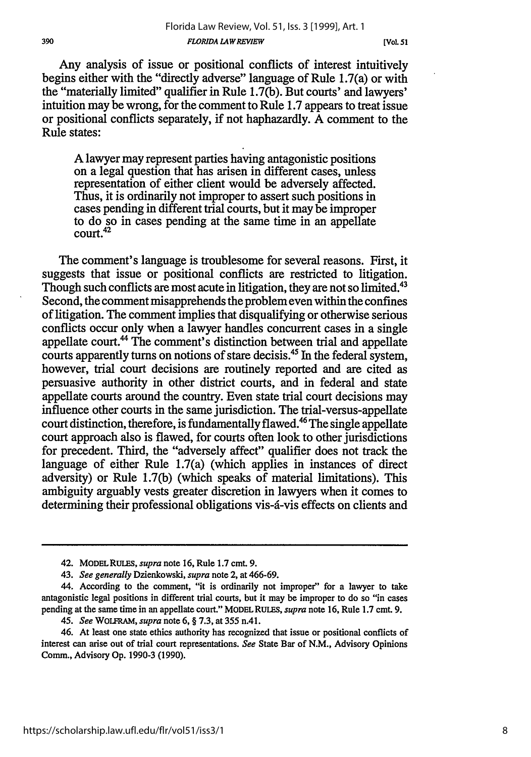Any analysis of issue or positional conflicts of interest intuitively begins either with the "directly adverse" language of Rule 1.7(a) or with the "materially limited" qualifier in Rule 1.7(b). But courts' and lawyers' intuition may be wrong, for the comment to Rule 1.7 appears to treat issue or positional conflicts separately, if not haphazardly. A comment to the Rule states:

> A lawyer may represent parties having antagonistic positions on a legal question that has arisen in different cases, unless representation of either client would be adversely affected. Thus, it is ordinarily not improper to assert such positions in cases pending in different trial courts, but it may be improper to do so in cases pending at the same time in an appellate court.[42]

The comment's language is troublesome for several reasons. First, it suggests that issue or positional conflicts are restricted to litigation. Though such conflicts are most acute in litigation, they are not so limited.[43] Second, the comment misapprehends the problem even within the confines of litigation. The comment implies that disqualifying or otherwise serious conflicts occur only when a lawyer handles concurrent cases in a single appellate court.[44] The comment's distinction between trial and appellate courts apparently turns on notions of stare decisis.[45] In the federal system, however, trial court decisions are routinely reported and are cited as persuasive authority in other district courts, and in federal and state appellate courts around the country. Even state trial court decisions may influence other courts in the same jurisdiction. The trial-versus-appellate court distinction, therefore, is fundamentally flawed.[46] The single appellate court approach also is flawed, for courts often look to other jurisdictions for precedent. Third, the "adversely affect" qualifier does not track the language of either Rule 1.7(a) (which applies in instances of direct adversity) or Rule 1.7(b) (which speaks of material limitations). This ambiguity arguably vests greater discretion in lawyers when it comes to determining their professional obligations vis-á-vis effects on clients and

---

42. MODEL RULES, *supra* note 16, Rule 1.7 cmt. 9.

43. *See generally* Dzienkowski, *supra* note 2, at 466-69.

44. According to the comment, "it is ordinarily not improper" for a lawyer to take antagonistic legal positions in different trial courts, but it may be improper to do so "in cases pending at the same time in an appellate court." MODEL RULES, *supra* note 16, Rule 1.7 cmt. 9.

45. *See* WOLFRAM, *supra* note 6, § 7.3, at 355 n.41.

46. At least one state ethics authority has recognized that issue or positional conflicts of interest can arise out of trial court representations. *See* State Bar of N.M., Advisory Opinions Comm., Advisory Op. 1990-3 (1990).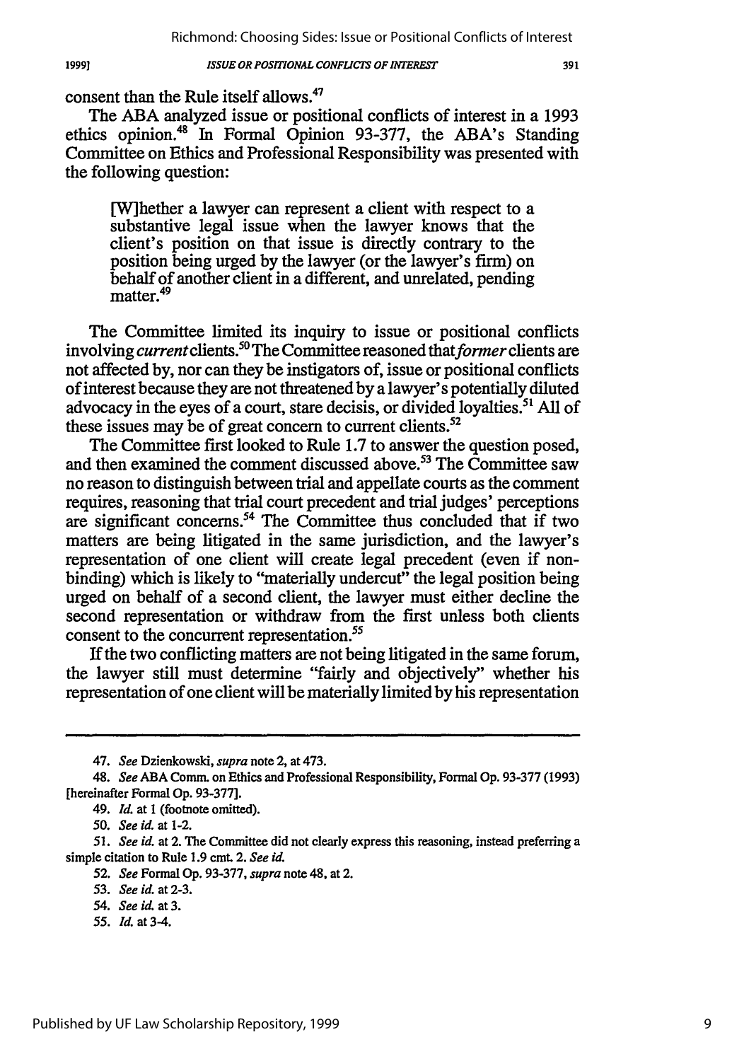consent than the Rule itself allows.[47]

The ABA analyzed issue or positional conflicts of interest in a 1993 ethics opinion.[48] In Formal Opinion 93-377, the ABA's Standing Committee on Ethics and Professional Responsibility was presented with the following question:

> [W]hether a lawyer can represent a client with respect to a substantive legal issue when the lawyer knows that the client's position on that issue is directly contrary to the position being urged by the lawyer (or the lawyer's firm) on behalf of another client in a different, and unrelated, pending matter.[49]

The Committee limited its inquiry to issue or positional conflicts involving *current* clients.[50] The Committee reasoned that *former* clients are not affected by, nor can they be instigators of, issue or positional conflicts of interest because they are not threatened by a lawyer's potentially diluted advocacy in the eyes of a court, stare decisis, or divided loyalties.[51] All of these issues may be of great concern to current clients.[52]

The Committee first looked to Rule 1.7 to answer the question posed, and then examined the comment discussed above.[53] The Committee saw no reason to distinguish between trial and appellate courts as the comment requires, reasoning that trial court precedent and trial judges' perceptions are significant concerns.[54] The Committee thus concluded that if two matters are being litigated in the same jurisdiction, and the lawyer's representation of one client will create legal precedent (even if non-binding) which is likely to "materially undercut" the legal position being urged on behalf of a second client, the lawyer must either decline the second representation or withdraw from the first unless both clients consent to the concurrent representation.[55]

If the two conflicting matters are not being litigated in the same forum, the lawyer still must determine "fairly and objectively" whether his representation of one client will be materially limited by his representation

---

47. *See* Dzienkowski, *supra* note 2, at 473.

48. *See* ABA Comm. on Ethics and Professional Responsibility, Formal Op. 93-377 (1993) [hereinafter Formal Op. 93-377].

49. *Id.* at 1 (footnote omitted).

50. *See id.* at 1-2.

51. *See id.* at 2. The Committee did not clearly express this reasoning, instead preferring a simple citation to Rule 1.9 cmt. 2. *See id.*

52. *See* Formal Op. 93-377, *supra* note 48, at 2.

53. *See id.* at 2-3.

54. *See id.* at 3.

55. *Id.* at 3-4.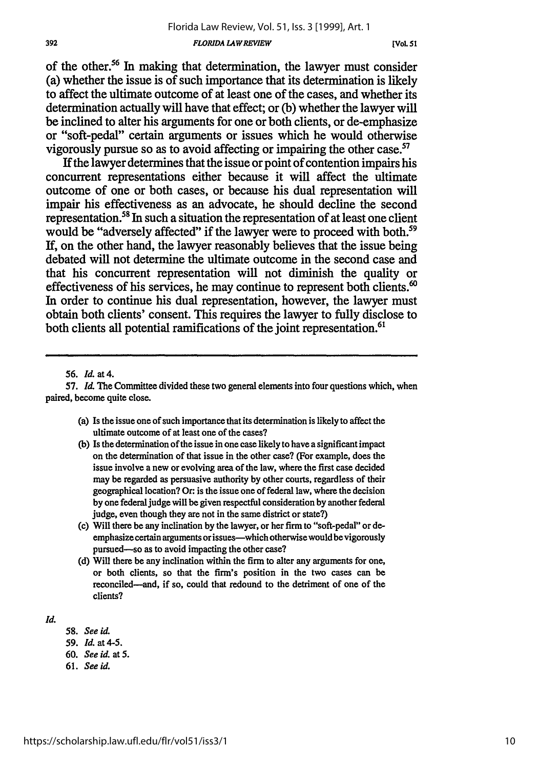of the other.[56] In making that determination, the lawyer must consider (a) whether the issue is of such importance that its determination is likely to affect the ultimate outcome of at least one of the cases, and whether its determination actually will have that effect; or (b) whether the lawyer will be inclined to alter his arguments for one or both clients, or de-emphasize or "soft-pedal" certain arguments or issues which he would otherwise vigorously pursue so as to avoid affecting or impairing the other case.[57]

If the lawyer determines that the issue or point of contention impairs his concurrent representations either because it will affect the ultimate outcome of one or both cases, or because his dual representation will impair his effectiveness as an advocate, he should decline the second representation.[58] In such a situation the representation of at least one client would be "adversely affected" if the lawyer were to proceed with both.[59] If, on the other hand, the lawyer reasonably believes that the issue being debated will not determine the ultimate outcome in the second case and that his concurrent representation will not diminish the quality or effectiveness of his services, he may continue to represent both clients.[60] In order to continue his dual representation, however, the lawyer must obtain both clients' consent. This requires the lawyer to fully disclose to both clients all potential ramifications of the joint representation.[61]

---

56. *Id.* at 4.

57. *Id.* The Committee divided these two general elements into four questions which, when paired, become quite close.

> (a) Is the issue one of such importance that its determination is likely to affect the ultimate outcome of at least one of the cases?
>
> (b) Is the determination of the issue in one case likely to have a significant impact on the determination of that issue in the other case? (For example, does the issue involve a new or evolving area of the law, where the first case decided may be regarded as persuasive authority by other courts, regardless of their geographical location? Or: is the issue one of federal law, where the decision by one federal judge will be given respectful consideration by another federal judge, even though they are not in the same district or state?)
>
> (c) Will there be any inclination by the lawyer, or her firm to "soft-pedal" or de-emphasize certain arguments or issues—which otherwise would be vigorously pursued—so as to avoid impacting the other case?
>
> (d) Will there be any inclination within the firm to alter any arguments for one, or both clients, so that the firm's position in the two cases can be reconciled—and, if so, could that redound to the detriment of one of the clients?

*Id.*

58. *See id.*

59. *Id.* at 4-5.

60. *See id.* at 5.

61. *See id.*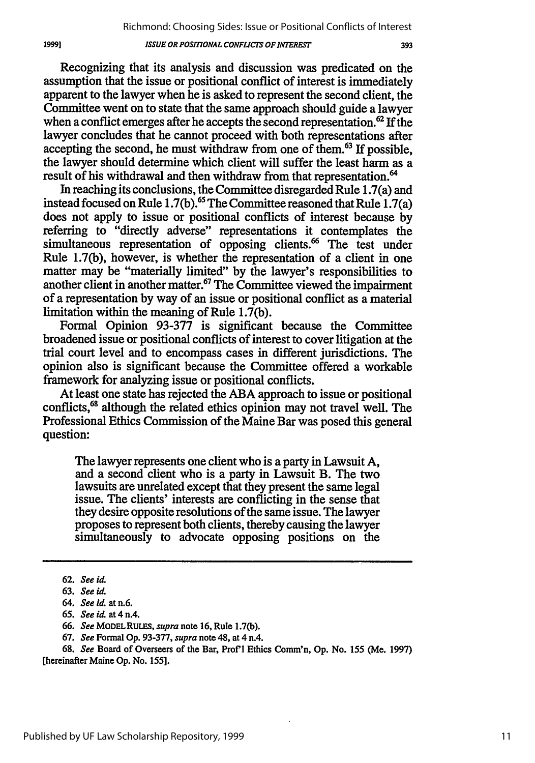Recognizing that its analysis and discussion was predicated on the assumption that the issue or positional conflict of interest is immediately apparent to the lawyer when he is asked to represent the second client, the Committee went on to state that the same approach should guide a lawyer when a conflict emerges after he accepts the second representation.[62] If the lawyer concludes that he cannot proceed with both representations after accepting the second, he must withdraw from one of them.[63] If possible, the lawyer should determine which client will suffer the least harm as a result of his withdrawal and then withdraw from that representation.[64]

In reaching its conclusions, the Committee disregarded Rule 1.7(a) and instead focused on Rule 1.7(b).[65] The Committee reasoned that Rule 1.7(a) does not apply to issue or positional conflicts of interest because by referring to "directly adverse" representations it contemplates the simultaneous representation of opposing clients.[66] The test under Rule 1.7(b), however, is whether the representation of a client in one matter may be "materially limited" by the lawyer's responsibilities to another client in another matter.[67] The Committee viewed the impairment of a representation by way of an issue or positional conflict as a material limitation within the meaning of Rule 1.7(b).

Formal Opinion 93-377 is significant because the Committee broadened issue or positional conflicts of interest to cover litigation at the trial court level and to encompass cases in different jurisdictions. The opinion also is significant because the Committee offered a workable framework for analyzing issue or positional conflicts.

At least one state has rejected the ABA approach to issue or positional conflicts,[68] although the related ethics opinion may not travel well. The Professional Ethics Commission of the Maine Bar was posed this general question:

> The lawyer represents one client who is a party in Lawsuit A, and a second client who is a party in Lawsuit B. The two lawsuits are unrelated except that they present the same legal issue. The clients' interests are conflicting in the sense that they desire opposite resolutions of the same issue. The lawyer proposes to represent both clients, thereby causing the lawyer simultaneously to advocate opposing positions on the

---

62. *See id.*

63. *See id.*

64. *See id.* at n.6.

65. *See id.* at 4 n.4.

66. *See* MODEL RULES, *supra* note 16, Rule 1.7(b).

67. *See* Formal Op. 93-377, *supra* note 48, at 4 n.4.

68. *See* Board of Overseers of the Bar, Prof'l Ethics Comm'n, Op. No. 155 (Me. 1997) [hereinafter Maine Op. No. 155].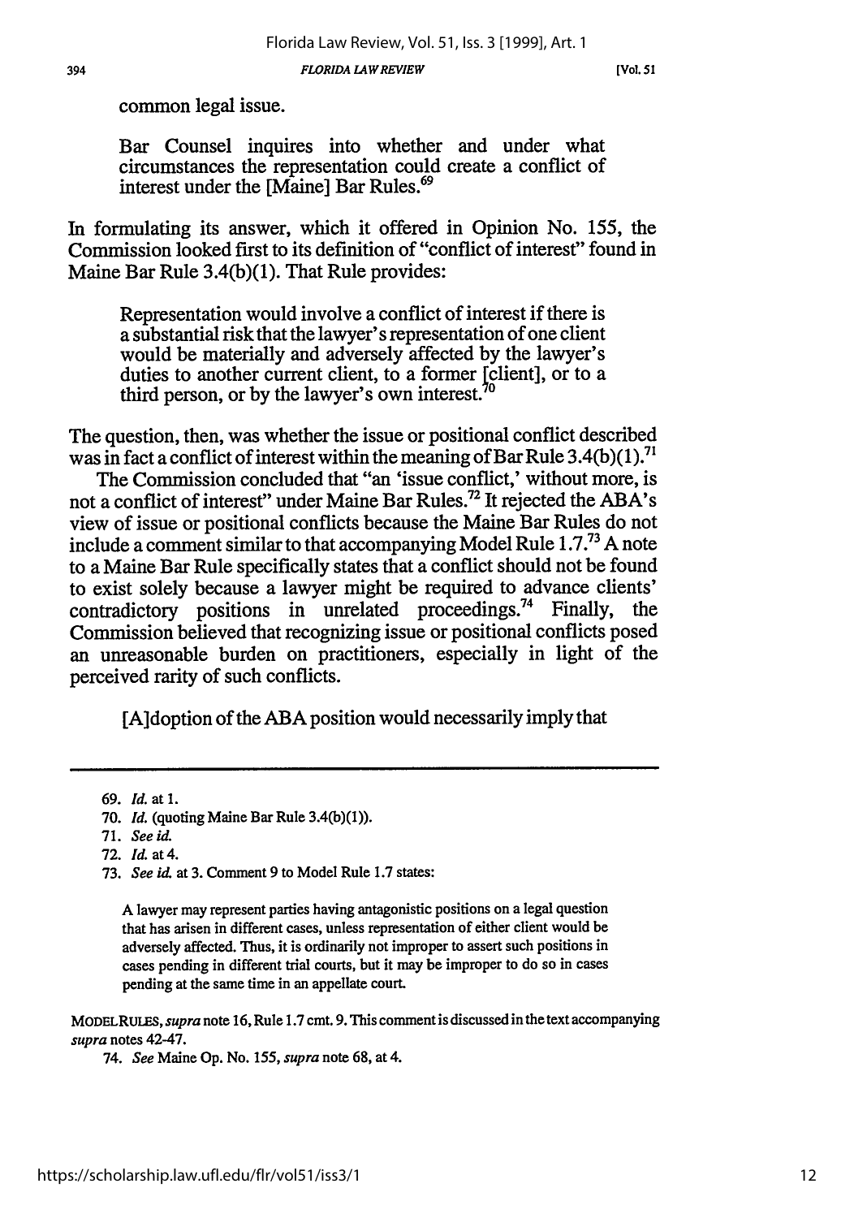common legal issue.

> Bar Counsel inquires into whether and under what circumstances the representation could create a conflict of interest under the [Maine] Bar Rules.[69]

In formulating its answer, which it offered in Opinion No. 155, the Commission looked first to its definition of "conflict of interest" found in Maine Bar Rule 3.4(b)(1). That Rule provides:

> Representation would involve a conflict of interest if there is a substantial risk that the lawyer's representation of one client would be materially and adversely affected by the lawyer's duties to another current client, to a former [client], or to a third person, or by the lawyer's own interest.[70]

The question, then, was whether the issue or positional conflict described was in fact a conflict of interest within the meaning of Bar Rule 3.4(b)(1).[71]

The Commission concluded that "an 'issue conflict,' without more, is not a conflict of interest" under Maine Bar Rules.[72] It rejected the ABA's view of issue or positional conflicts because the Maine Bar Rules do not include a comment similar to that accompanying Model Rule 1.7.[73] A note to a Maine Bar Rule specifically states that a conflict should not be found to exist solely because a lawyer might be required to advance clients' contradictory positions in unrelated proceedings.[74] Finally, the Commission believed that recognizing issue or positional conflicts posed an unreasonable burden on practitioners, especially in light of the perceived rarity of such conflicts.

> [A]doption of the ABA position would necessarily imply that

---

69. *Id.* at 1.

70. *Id.* (quoting Maine Bar Rule 3.4(b)(1)).

71. *See id.*

72. *Id.* at 4.

73. *See id.* at 3. Comment 9 to Model Rule 1.7 states:

> A lawyer may represent parties having antagonistic positions on a legal question that has arisen in different cases, unless representation of either client would be adversely affected. Thus, it is ordinarily not improper to assert such positions in cases pending in different trial courts, but it may be improper to do so in cases pending at the same time in an appellate court.

MODEL RULES, *supra* note 16, Rule 1.7 cmt. 9. This comment is discussed in the text accompanying *supra* notes 42-47.

74. *See* Maine Op. No. 155, *supra* note 68, at 4.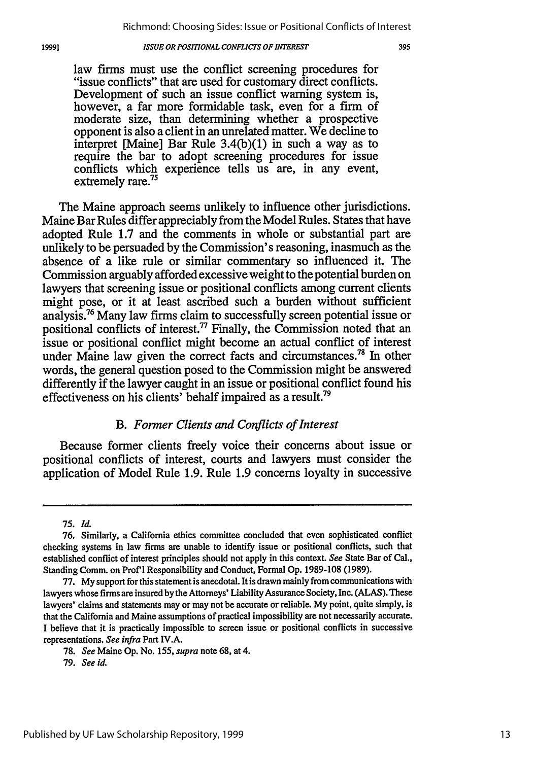law firms must use the conflict screening procedures for "issue conflicts" that are used for customary direct conflicts. Development of such an issue conflict warning system is, however, a far more formidable task, even for a firm of moderate size, than determining whether a prospective opponent is also a client in an unrelated matter. We decline to interpret [Maine] Bar Rule 3.4(b)(1) in such a way as to require the bar to adopt screening procedures for issue conflicts which experience tells us are, in any event, extremely rare.[75]

The Maine approach seems unlikely to influence other jurisdictions. Maine Bar Rules differ appreciably from the Model Rules. States that have adopted Rule 1.7 and the comments in whole or substantial part are unlikely to be persuaded by the Commission's reasoning, inasmuch as the absence of a like rule or similar commentary so influenced it. The Commission arguably afforded excessive weight to the potential burden on lawyers that screening issue or positional conflicts among current clients might pose, or it at least ascribed such a burden without sufficient analysis.[76] Many law firms claim to successfully screen potential issue or positional conflicts of interest.[77] Finally, the Commission noted that an issue or positional conflict might become an actual conflict of interest under Maine law given the correct facts and circumstances.[78] In other words, the general question posed to the Commission might be answered differently if the lawyer caught in an issue or positional conflict found his effectiveness on his clients' behalf impaired as a result.[79]

### B. *Former Clients and Conflicts of Interest*

Because former clients freely voice their concerns about issue or positional conflicts of interest, courts and lawyers must consider the application of Model Rule 1.9. Rule 1.9 concerns loyalty in successive

---

75. *Id.*

76. Similarly, a California ethics committee concluded that even sophisticated conflict checking systems in law firms are unable to identify issue or positional conflicts, such that established conflict of interest principles should not apply in this context. *See* State Bar of Cal., Standing Comm. on Prof'l Responsibility and Conduct, Formal Op. 1989-108 (1989).

77. My support for this statement is anecdotal. It is drawn mainly from communications with lawyers whose firms are insured by the Attorneys' Liability Assurance Society, Inc. (ALAS). These lawyers' claims and statements may or may not be accurate or reliable. My point, quite simply, is that the California and Maine assumptions of practical impossibility are not necessarily accurate. I believe that it is practically impossible to screen issue or positional conflicts in successive representations. *See infra* Part IV.A.

78. *See* Maine Op. No. 155, *supra* note 68, at 4.

79. *See id.*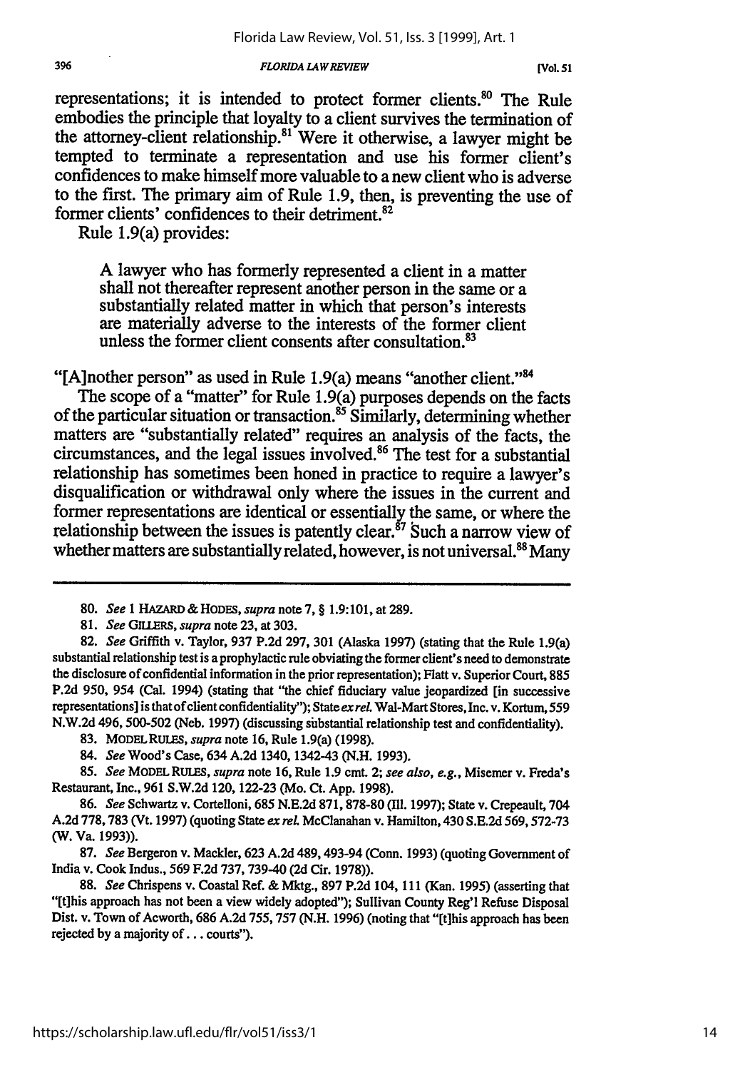representations; it is intended to protect former clients.[80] The Rule embodies the principle that loyalty to a client survives the termination of the attorney-client relationship.[81] Were it otherwise, a lawyer might be tempted to terminate a representation and use his former client's confidences to make himself more valuable to a new client who is adverse to the first. The primary aim of Rule 1.9, then, is preventing the use of former clients' confidences to their detriment.[82]

Rule 1.9(a) provides:

> A lawyer who has formerly represented a client in a matter shall not thereafter represent another person in the same or a substantially related matter in which that person's interests are materially adverse to the interests of the former client unless the former client consents after consultation.[83]

"[A]nother person" as used in Rule 1.9(a) means "another client."[84]

The scope of a "matter" for Rule 1.9(a) purposes depends on the facts of the particular situation or transaction.[85] Similarly, determining whether matters are "substantially related" requires an analysis of the facts, the circumstances, and the legal issues involved.[86] The test for a substantial relationship has sometimes been honed in practice to require a lawyer's disqualification or withdrawal only where the issues in the current and former representations are identical or essentially the same, or where the relationship between the issues is patently clear.[87] Such a narrow view of whether matters are substantially related, however, is not universal.[88] Many

---

80. *See* 1 HAZARD & HODES, *supra* note 7, § 1.9:101, at 289.

81. *See* GILLERS, *supra* note 23, at 303.

82. *See* Griffith v. Taylor, 937 P.2d 297, 301 (Alaska 1997) (stating that the Rule 1.9(a) substantial relationship test is a prophylactic rule obviating the former client's need to demonstrate the disclosure of confidential information in the prior representation); Flatt v. Superior Court, 885 P.2d 950, 954 (Cal. 1994) (stating that "the chief fiduciary value jeopardized [in successive representations] is that of client confidentiality"); State *ex rel.* Wal-Mart Stores, Inc. v. Kortum, 559 N.W.2d 496, 500-502 (Neb. 1997) (discussing substantial relationship test and confidentiality).

83. MODEL RULES, *supra* note 16, Rule 1.9(a) (1998).

84. *See* Wood's Case, 634 A.2d 1340, 1342-43 (N.H. 1993).

85. *See* MODEL RULES, *supra* note 16, Rule 1.9 cmt. 2; *see also, e.g.*, Misemer v. Freda's Restaurant, Inc., 961 S.W.2d 120, 122-23 (Mo. Ct. App. 1998).

86. *See* Schwartz v. Cortelloni, 685 N.E.2d 871, 878-80 (Ill. 1997); State v. Crepeault, 704 A.2d 778, 783 (Vt. 1997) (quoting State *ex rel.* McClanahan v. Hamilton, 430 S.E.2d 569, 572-73 (W. Va. 1993)).

87. *See* Bergeron v. Mackler, 623 A.2d 489, 493-94 (Conn. 1993) (quoting Government of India v. Cook Indus., 569 F.2d 737, 739-40 (2d Cir. 1978)).

88. *See* Chrispens v. Coastal Ref. & Mktg., 897 P.2d 104, 111 (Kan. 1995) (asserting that "[t]his approach has not been a view widely adopted"); Sullivan County Reg'l Refuse Disposal Dist. v. Town of Acworth, 686 A.2d 755, 757 (N.H. 1996) (noting that "[t]his approach has been rejected by a majority of . . . courts").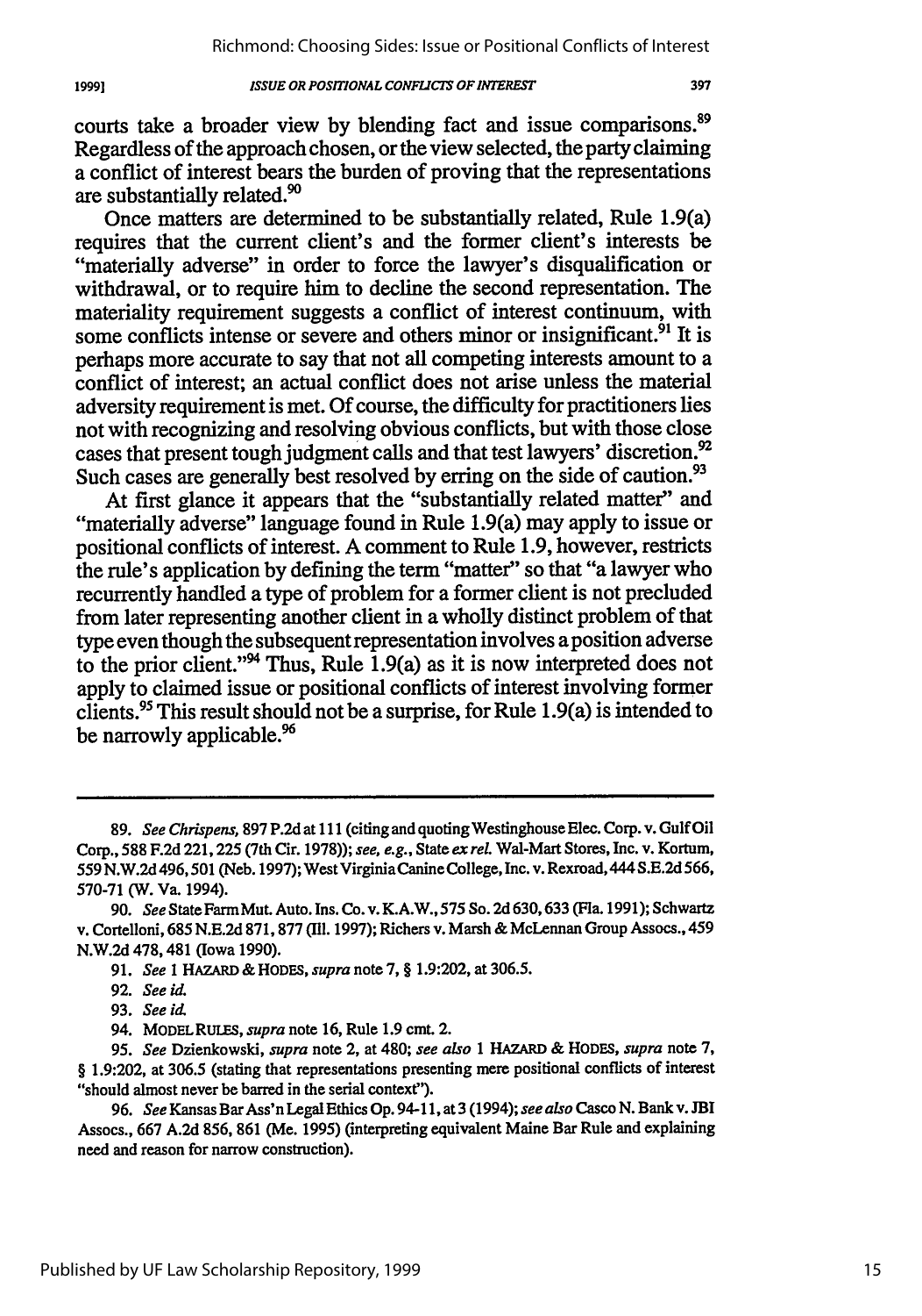courts take a broader view by blending fact and issue comparisons.[89] Regardless of the approach chosen, or the view selected, the party claiming a conflict of interest bears the burden of proving that the representations are substantially related.[90]

Once matters are determined to be substantially related, Rule 1.9(a) requires that the current client's and the former client's interests be "materially adverse" in order to force the lawyer's disqualification or withdrawal, or to require him to decline the second representation. The materiality requirement suggests a conflict of interest continuum, with some conflicts intense or severe and others minor or insignificant.[91] It is perhaps more accurate to say that not all competing interests amount to a conflict of interest; an actual conflict does not arise unless the material adversity requirement is met. Of course, the difficulty for practitioners lies not with recognizing and resolving obvious conflicts, but with those close cases that present tough judgment calls and that test lawyers' discretion.[92] Such cases are generally best resolved by erring on the side of caution.[93]

At first glance it appears that the "substantially related matter" and "materially adverse" language found in Rule 1.9(a) may apply to issue or positional conflicts of interest. A comment to Rule 1.9, however, restricts the rule's application by defining the term "matter" so that "a lawyer who recurrently handled a type of problem for a former client is not precluded from later representing another client in a wholly distinct problem of that type even though the subsequent representation involves a position adverse to the prior client."[94] Thus, Rule 1.9(a) as it is now interpreted does not apply to claimed issue or positional conflicts of interest involving former clients.[95] This result should not be a surprise, for Rule 1.9(a) is intended to be narrowly applicable.[96]

---

89. *See Chrispens*, 897 P.2d at 111 (citing and quoting Westinghouse Elec. Corp. v. Gulf Oil Corp., 588 F.2d 221, 225 (7th Cir. 1978)); *see, e.g.*, State *ex rel.* Wal-Mart Stores, Inc. v. Kortum, 559 N.W.2d 496, 501 (Neb. 1997); West Virginia Canine College, Inc. v. Rexroad, 444 S.E.2d 566, 570-71 (W. Va. 1994).

90. *See* State Farm Mut. Auto. Ins. Co. v. K.A.W., 575 So. 2d 630, 633 (Fla. 1991); Schwartz v. Cortelloni, 685 N.E.2d 871, 877 (Ill. 1997); Richers v. Marsh & McLennan Group Assocs., 459 N.W.2d 478, 481 (Iowa 1990).

91. *See* 1 HAZARD & HODES, *supra* note 7, § 1.9:202, at 306.5.

92. *See id.*

93. *See id.*

94. MODEL RULES, *supra* note 16, Rule 1.9 cmt. 2.

95. *See* Dzienkowski, *supra* note 2, at 480; *see also* 1 HAZARD & HODES, *supra* note 7, § 1.9:202, at 306.5 (stating that representations presenting mere positional conflicts of interest "should almost never be barred in the serial context").

96. *See* Kansas Bar Ass'n Legal Ethics Op. 94-11, at 3 (1994); *see also* Casco N. Bank v. JBI Assocs., 667 A.2d 856, 861 (Me. 1995) (interpreting equivalent Maine Bar Rule and explaining need and reason for narrow construction).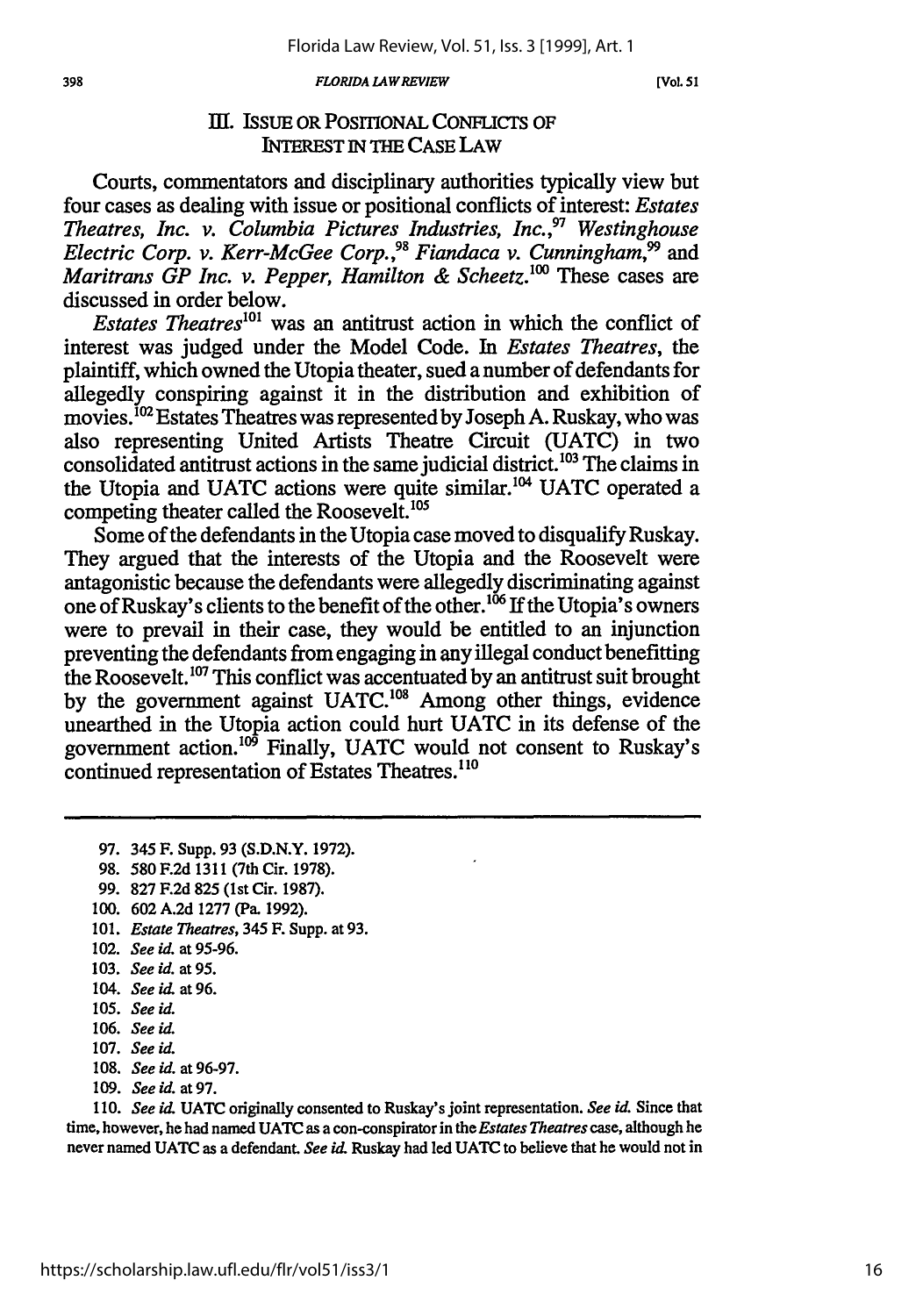## III. ISSUE OR POSITIONAL CONFLICTS OF INTEREST IN THE CASE LAW

Courts, commentators and disciplinary authorities typically view but four cases as dealing with issue or positional conflicts of interest: *Estates Theatres, Inc. v. Columbia Pictures Industries, Inc.*,[97] *Westinghouse Electric Corp. v. Kerr-McGee Corp.*,[98] *Fiandaca v. Cunningham*,[99] and *Maritrans GP Inc. v. Pepper, Hamilton & Scheetz*.[100] These cases are discussed in order below.

*Estates Theatres*[101] was an antitrust action in which the conflict of interest was judged under the Model Code. In *Estates Theatres*, the plaintiff, which owned the Utopia theater, sued a number of defendants for allegedly conspiring against it in the distribution and exhibition of movies.[102] Estates Theatres was represented by Joseph A. Ruskay, who was also representing United Artists Theatre Circuit (UATC) in two consolidated antitrust actions in the same judicial district.[103] The claims in the Utopia and UATC actions were quite similar.[104] UATC operated a competing theater called the Roosevelt.[105]

Some of the defendants in the Utopia case moved to disqualify Ruskay. They argued that the interests of the Utopia and the Roosevelt were antagonistic because the defendants were allegedly discriminating against one of Ruskay's clients to the benefit of the other.[106] If the Utopia's owners were to prevail in their case, they would be entitled to an injunction preventing the defendants from engaging in any illegal conduct benefitting the Roosevelt.[107] This conflict was accentuated by an antitrust suit brought by the government against UATC.[108] Among other things, evidence unearthed in the Utopia action could hurt UATC in its defense of the government action.[109] Finally, UATC would not consent to Ruskay's continued representation of Estates Theatres.[110]

---

97. 345 F. Supp. 93 (S.D.N.Y. 1972).

98. 580 F.2d 1311 (7th Cir. 1978).

99. 827 F.2d 825 (1st Cir. 1987).

100. 602 A.2d 1277 (Pa. 1992).

101. *Estate Theatres*, 345 F. Supp. at 93.

102. *See id.* at 95-96.

103. *See id.* at 95.

104. *See id.* at 96.

105. *See id.*

106. *See id.*

107. *See id.*

108. *See id.* at 96-97.

109. *See id.* at 97.

110. *See id.* UATC originally consented to Ruskay's joint representation. *See id.* Since that time, however, he had named UATC as a con-conspirator in the *Estates Theatres* case, although he never named UATC as a defendant. *See id.* Ruskay had led UATC to believe that he would not in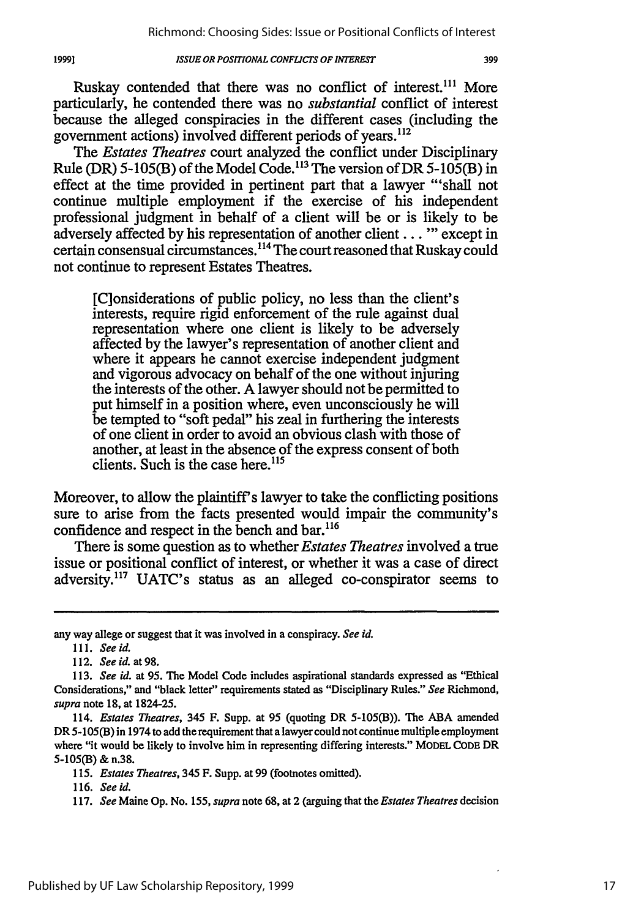Ruskay contended that there was no conflict of interest.[111] More particularly, he contended there was no *substantial* conflict of interest because the alleged conspiracies in the different cases (including the government actions) involved different periods of years.[112]

The *Estates Theatres* court analyzed the conflict under Disciplinary Rule (DR) 5-105(B) of the Model Code.[113] The version of DR 5-105(B) in effect at the time provided in pertinent part that a lawyer "'shall not continue multiple employment if the exercise of his independent professional judgment in behalf of a client will be or is likely to be adversely affected by his representation of another client . . . '" except in certain consensual circumstances.[114] The court reasoned that Ruskay could not continue to represent Estates Theatres.

> [C]onsiderations of public policy, no less than the client's interests, require rigid enforcement of the rule against dual representation where one client is likely to be adversely affected by the lawyer's representation of another client and where it appears he cannot exercise independent judgment and vigorous advocacy on behalf of the one without injuring the interests of the other. A lawyer should not be permitted to put himself in a position where, even unconsciously he will be tempted to "soft pedal" his zeal in furthering the interests of one client in order to avoid an obvious clash with those of another, at least in the absence of the express consent of both clients. Such is the case here.[115]

Moreover, to allow the plaintiff's lawyer to take the conflicting positions sure to arise from the facts presented would impair the community's confidence and respect in the bench and bar.[116]

There is some question as to whether *Estates Theatres* involved a true issue or positional conflict of interest, or whether it was a case of direct adversity.[117] UATC's status as an alleged co-conspirator seems to

---

any way allege or suggest that it was involved in a conspiracy. *See id.*

111. *See id.*

112. *See id.* at 98.

113. *See id.* at 95. The Model Code includes aspirational standards expressed as "Ethical Considerations," and "black letter" requirements stated as "Disciplinary Rules." *See* Richmond, *supra* note 18, at 1824-25.

114. *Estates Theatres*, 345 F. Supp. at 95 (quoting DR 5-105(B)). The ABA amended DR 5-105(B) in 1974 to add the requirement that a lawyer could not continue multiple employment where "it would be likely to involve him in representing differing interests." MODEL CODE DR 5-105(B) & n.38.

115. *Estates Theatres*, 345 F. Supp. at 99 (footnotes omitted).

116. *See id.*

117. *See* Maine Op. No. 155, *supra* note 68, at 2 (arguing that the *Estates Theatres* decision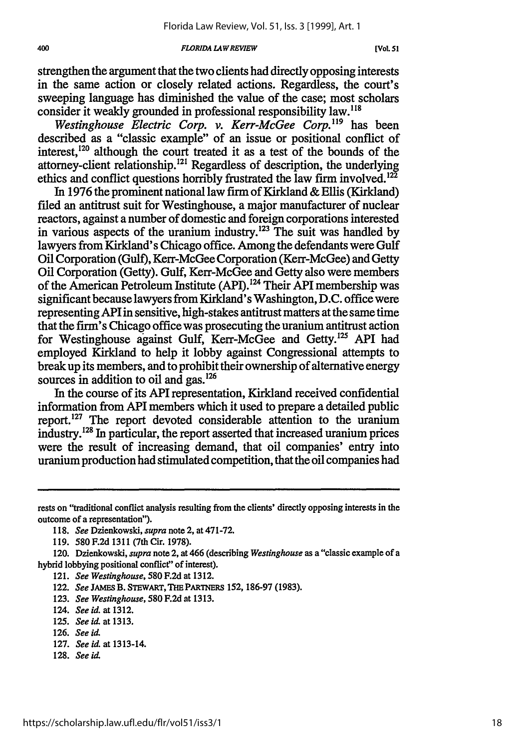strengthen the argument that the two clients had directly opposing interests in the same action or closely related actions. Regardless, the court's sweeping language has diminished the value of the case; most scholars consider it weakly grounded in professional responsibility law.[118]

*Westinghouse Electric Corp. v. Kerr-McGee Corp.*[119] has been described as a "classic example" of an issue or positional conflict of interest,[120] although the court treated it as a test of the bounds of the attorney-client relationship.[121] Regardless of description, the underlying ethics and conflict questions horribly frustrated the law firm involved.[122]

In 1976 the prominent national law firm of Kirkland & Ellis (Kirkland) filed an antitrust suit for Westinghouse, a major manufacturer of nuclear reactors, against a number of domestic and foreign corporations interested in various aspects of the uranium industry.[123] The suit was handled by lawyers from Kirkland's Chicago office. Among the defendants were Gulf Oil Corporation (Gulf), Kerr-McGee Corporation (Kerr-McGee) and Getty Oil Corporation (Getty). Gulf, Kerr-McGee and Getty also were members of the American Petroleum Institute (API).[124] Their API membership was significant because lawyers from Kirkland's Washington, D.C. office were representing API in sensitive, high-stakes antitrust matters at the same time that the firm's Chicago office was prosecuting the uranium antitrust action for Westinghouse against Gulf, Kerr-McGee and Getty.[125] API had employed Kirkland to help it lobby against Congressional attempts to break up its members, and to prohibit their ownership of alternative energy sources in addition to oil and gas.[126]

In the course of its API representation, Kirkland received confidential information from API members which it used to prepare a detailed public report.[127] The report devoted considerable attention to the uranium industry.[128] In particular, the report asserted that increased uranium prices were the result of increasing demand, that oil companies' entry into uranium production had stimulated competition, that the oil companies had

---

rests on "traditional conflict analysis resulting from the clients' directly opposing interests in the outcome of a representation").

118. *See* Dzienkowski, *supra* note 2, at 471-72.

119. 580 F.2d 1311 (7th Cir. 1978).

120. Dzienkowski, *supra* note 2, at 466 (describing *Westinghouse* as a "classic example of a hybrid lobbying positional conflict" of interest).

121. *See Westinghouse*, 580 F.2d at 1312.

122. *See* JAMES B. STEWART, THE PARTNERS 152, 186-97 (1983).

123. *See Westinghouse*, 580 F.2d at 1313.

124. *See id.* at 1312.

125. *See id.* at 1313.

126. *See id.*

127. *See id.* at 1313-14.

128. *See id.*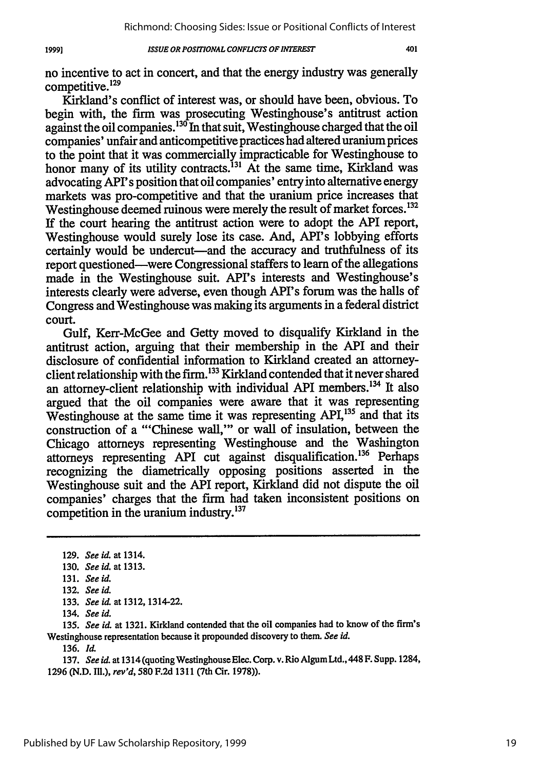no incentive to act in concert, and that the energy industry was generally competitive.[129]

Kirkland's conflict of interest was, or should have been, obvious. To begin with, the firm was prosecuting Westinghouse's antitrust action against the oil companies.[130] In that suit, Westinghouse charged that the oil companies' unfair and anticompetitive practices had altered uranium prices to the point that it was commercially impracticable for Westinghouse to honor many of its utility contracts.[131] At the same time, Kirkland was advocating API's position that oil companies' entry into alternative energy markets was pro-competitive and that the uranium price increases that Westinghouse deemed ruinous were merely the result of market forces.[132] If the court hearing the antitrust action were to adopt the API report, Westinghouse would surely lose its case. And, API's lobbying efforts certainly would be undercut—and the accuracy and truthfulness of its report questioned—were Congressional staffers to learn of the allegations made in the Westinghouse suit. API's interests and Westinghouse's interests clearly were adverse, even though API's forum was the halls of Congress and Westinghouse was making its arguments in a federal district court.

Gulf, Kerr-McGee and Getty moved to disqualify Kirkland in the antitrust action, arguing that their membership in the API and their disclosure of confidential information to Kirkland created an attorney-client relationship with the firm.[133] Kirkland contended that it never shared an attorney-client relationship with individual API members.[134] It also argued that the oil companies were aware that it was representing Westinghouse at the same time it was representing API,[135] and that its construction of a "'Chinese wall,'" or wall of insulation, between the Chicago attorneys representing Westinghouse and the Washington attorneys representing API cut against disqualification.[136] Perhaps recognizing the diametrically opposing positions asserted in the Westinghouse suit and the API report, Kirkland did not dispute the oil companies' charges that the firm had taken inconsistent positions on competition in the uranium industry.[137]

---

129. *See id.* at 1314.

130. *See id.* at 1313.

131. *See id.*

132. *See id.*

133. *See id.* at 1312, 1314-22.

134. *See id.*

135. *See id.* at 1321. Kirkland contended that the oil companies had to know of the firm's Westinghouse representation because it propounded discovery to them. *See id.*

136. *Id.*

137. *See id.* at 1314 (quoting Westinghouse Elec. Corp. v. Rio Algum Ltd., 448 F. Supp. 1284, 1296 (N.D. Ill.), *rev'd*, 580 F.2d 1311 (7th Cir. 1978)).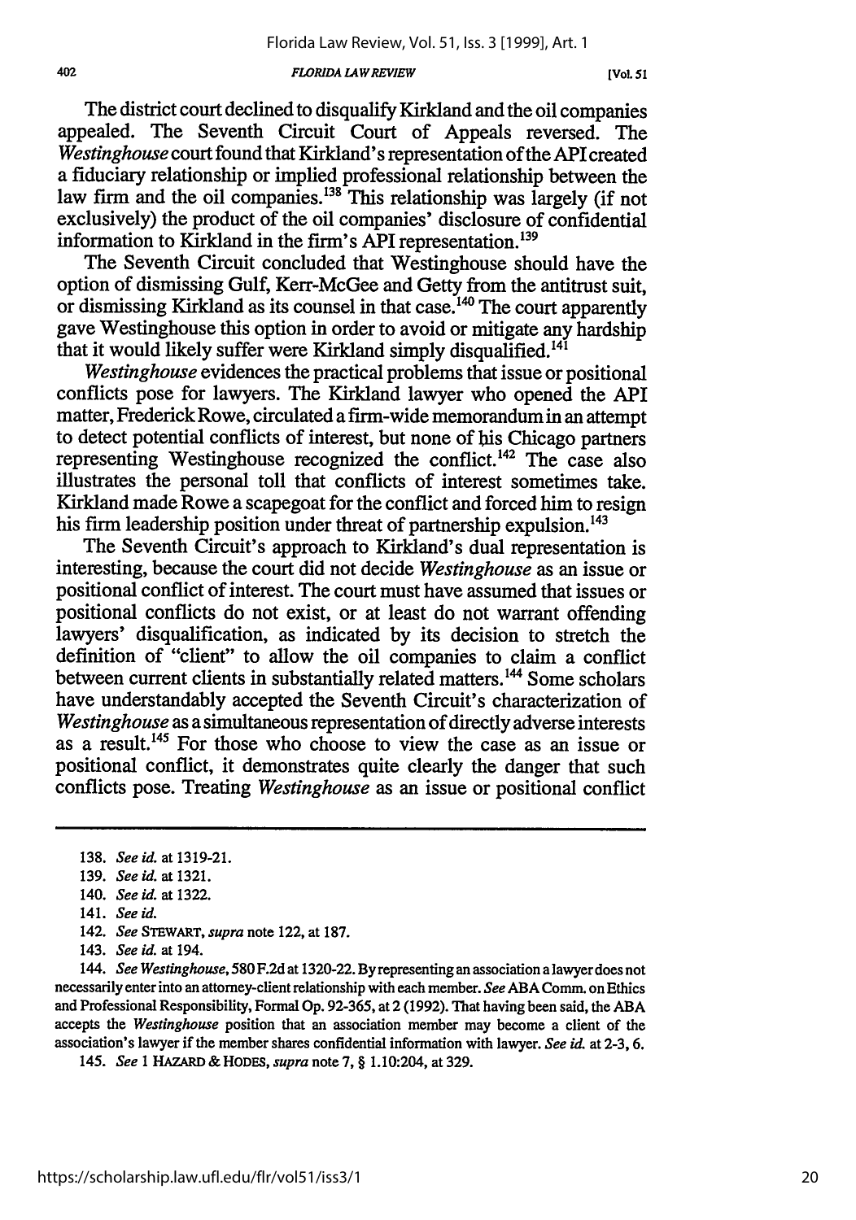The district court declined to disqualify Kirkland and the oil companies appealed. The Seventh Circuit Court of Appeals reversed. The *Westinghouse* court found that Kirkland's representation of the API created a fiduciary relationship or implied professional relationship between the law firm and the oil companies.[138] This relationship was largely (if not exclusively) the product of the oil companies' disclosure of confidential information to Kirkland in the firm's API representation.[139]

The Seventh Circuit concluded that Westinghouse should have the option of dismissing Gulf, Kerr-McGee and Getty from the antitrust suit, or dismissing Kirkland as its counsel in that case.[140] The court apparently gave Westinghouse this option in order to avoid or mitigate any hardship that it would likely suffer were Kirkland simply disqualified.[141]

*Westinghouse* evidences the practical problems that issue or positional conflicts pose for lawyers. The Kirkland lawyer who opened the API matter, Frederick Rowe, circulated a firm-wide memorandum in an attempt to detect potential conflicts of interest, but none of his Chicago partners representing Westinghouse recognized the conflict.[142] The case also illustrates the personal toll that conflicts of interest sometimes take. Kirkland made Rowe a scapegoat for the conflict and forced him to resign his firm leadership position under threat of partnership expulsion.[143]

The Seventh Circuit's approach to Kirkland's dual representation is interesting, because the court did not decide *Westinghouse* as an issue or positional conflict of interest. The court must have assumed that issues or positional conflicts do not exist, or at least do not warrant offending lawyers' disqualification, as indicated by its decision to stretch the definition of "client" to allow the oil companies to claim a conflict between current clients in substantially related matters.[144] Some scholars have understandably accepted the Seventh Circuit's characterization of *Westinghouse* as a simultaneous representation of directly adverse interests as a result.[145] For those who choose to view the case as an issue or positional conflict, it demonstrates quite clearly the danger that such conflicts pose. Treating *Westinghouse* as an issue or positional conflict

---

138. *See id.* at 1319-21.

139. *See id.* at 1321.

140. *See id.* at 1322.

141. *See id.*

142. *See* STEWART, *supra* note 122, at 187.

143. *See id.* at 194.

144. *See Westinghouse*, 580 F.2d at 1320-22. By representing an association a lawyer does not necessarily enter into an attorney-client relationship with each member. *See* ABA Comm. on Ethics and Professional Responsibility, Formal Op. 92-365, at 2 (1992). That having been said, the ABA accepts the *Westinghouse* position that an association member may become a client of the association's lawyer if the member shares confidential information with lawyer. *See id.* at 2-3, 6.

145. *See* 1 HAZARD & HODES, *supra* note 7, § 1.10:204, at 329.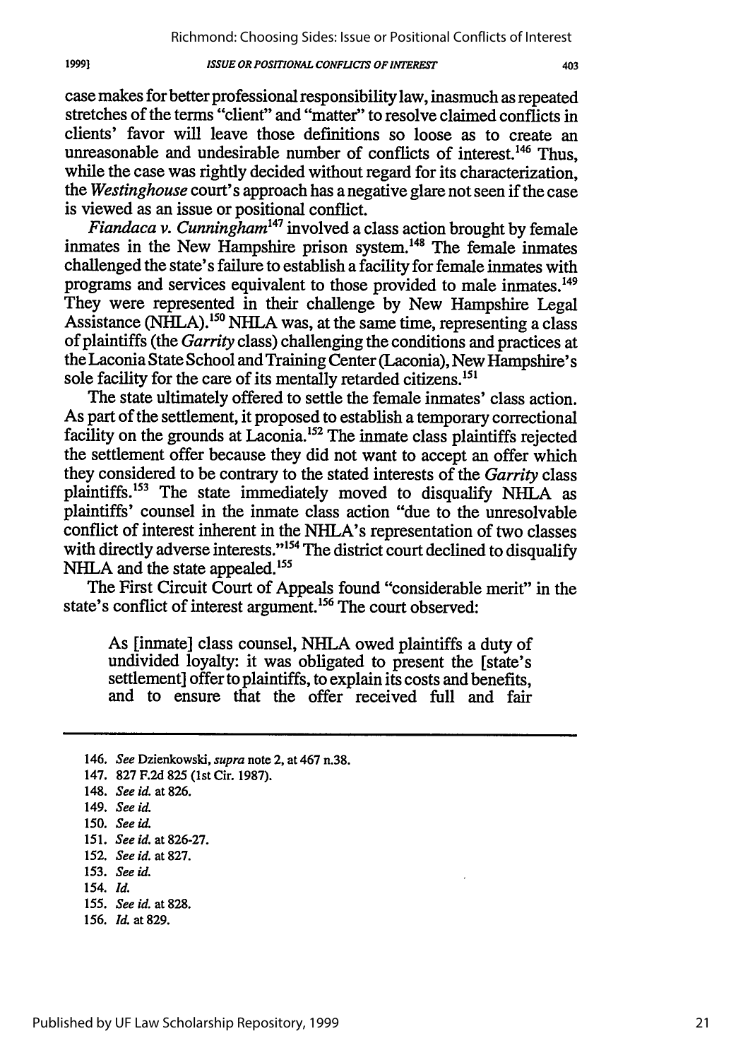case makes for better professional responsibility law, inasmuch as repeated stretches of the terms "client" and "matter" to resolve claimed conflicts in clients' favor will leave those definitions so loose as to create an unreasonable and undesirable number of conflicts of interest.[146] Thus, while the case was rightly decided without regard for its characterization, the *Westinghouse* court's approach has a negative glare not seen if the case is viewed as an issue or positional conflict.

*Fiandaca v. Cunningham*[147] involved a class action brought by female inmates in the New Hampshire prison system.[148] The female inmates challenged the state's failure to establish a facility for female inmates with programs and services equivalent to those provided to male inmates.[149] They were represented in their challenge by New Hampshire Legal Assistance (NHLA).[150] NHLA was, at the same time, representing a class of plaintiffs (the *Garrity* class) challenging the conditions and practices at the Laconia State School and Training Center (Laconia), New Hampshire's sole facility for the care of its mentally retarded citizens.[151]

The state ultimately offered to settle the female inmates' class action. As part of the settlement, it proposed to establish a temporary correctional facility on the grounds at Laconia.[152] The inmate class plaintiffs rejected the settlement offer because they did not want to accept an offer which they considered to be contrary to the stated interests of the *Garrity* class plaintiffs.[153] The state immediately moved to disqualify NHLA as plaintiffs' counsel in the inmate class action "due to the unresolvable conflict of interest inherent in the NHLA's representation of two classes with directly adverse interests."[154] The district court declined to disqualify NHLA and the state appealed.[155]

The First Circuit Court of Appeals found "considerable merit" in the state's conflict of interest argument.[156] The court observed:

> As [inmate] class counsel, NHLA owed plaintiffs a duty of undivided loyalty: it was obligated to present the [state's settlement] offer to plaintiffs, to explain its costs and benefits, and to ensure that the offer received full and fair

---

146. *See* Dzienkowski, *supra* note 2, at 467 n.38.
147. 827 F.2d 825 (1st Cir. 1987).
148. *See id.* at 826.
149. *See id.*
150. *See id.*
151. *See id.* at 826-27.
152. *See id.* at 827.
153. *See id.*
154. *Id.*
155. *See id.* at 828.
156. *Id.* at 829.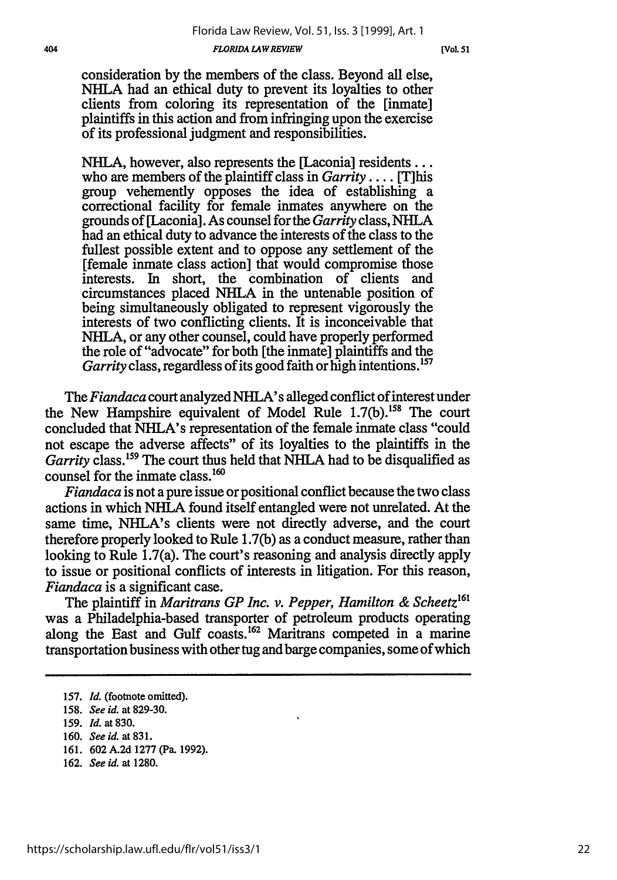> consideration by the members of the class. Beyond all else, NHLA had an ethical duty to prevent its loyalties to other clients from coloring its representation of the [inmate] plaintiffs in this action and from infringing upon the exercise of its professional judgment and responsibilities.
>
> NHLA, however, also represents the [Laconia] residents . . . who are members of the plaintiff class in *Garrity* . . . . [T]his group vehemently opposes the idea of establishing a correctional facility for female inmates anywhere on the grounds of [Laconia]. As counsel for the *Garrity* class, NHLA had an ethical duty to advance the interests of the class to the fullest possible extent and to oppose any settlement of the [female inmate class action] that would compromise those interests. In short, the combination of clients and circumstances placed NHLA in the untenable position of being simultaneously obligated to represent vigorously the interests of two conflicting clients. It is inconceivable that NHLA, or any other counsel, could have properly performed the role of "advocate" for both [the inmate] plaintiffs and the *Garrity* class, regardless of its good faith or high intentions.[157]

The *Fiandaca* court analyzed NHLA's alleged conflict of interest under the New Hampshire equivalent of Model Rule 1.7(b).[158] The court concluded that NHLA's representation of the female inmate class "could not escape the adverse affects" of its loyalties to the plaintiffs in the *Garrity* class.[159] The court thus held that NHLA had to be disqualified as counsel for the inmate class.[160]

*Fiandaca* is not a pure issue or positional conflict because the two class actions in which NHLA found itself entangled were not unrelated. At the same time, NHLA's clients were not directly adverse, and the court therefore properly looked to Rule 1.7(b) as a conduct measure, rather than looking to Rule 1.7(a). The court's reasoning and analysis directly apply to issue or positional conflicts of interests in litigation. For this reason, *Fiandaca* is a significant case.

The plaintiff in *Maritrans GP Inc. v. Pepper, Hamilton & Scheetz*[161] was a Philadelphia-based transporter of petroleum products operating along the East and Gulf coasts.[162] Maritrans competed in a marine transportation business with other tug and barge companies, some of which

---

157. *Id.* (footnote omitted).

158. *See id.* at 829-30.

159. *Id.* at 830.

160. *See id.* at 831.

161. 602 A.2d 1277 (Pa. 1992).

162. *See id.* at 1280.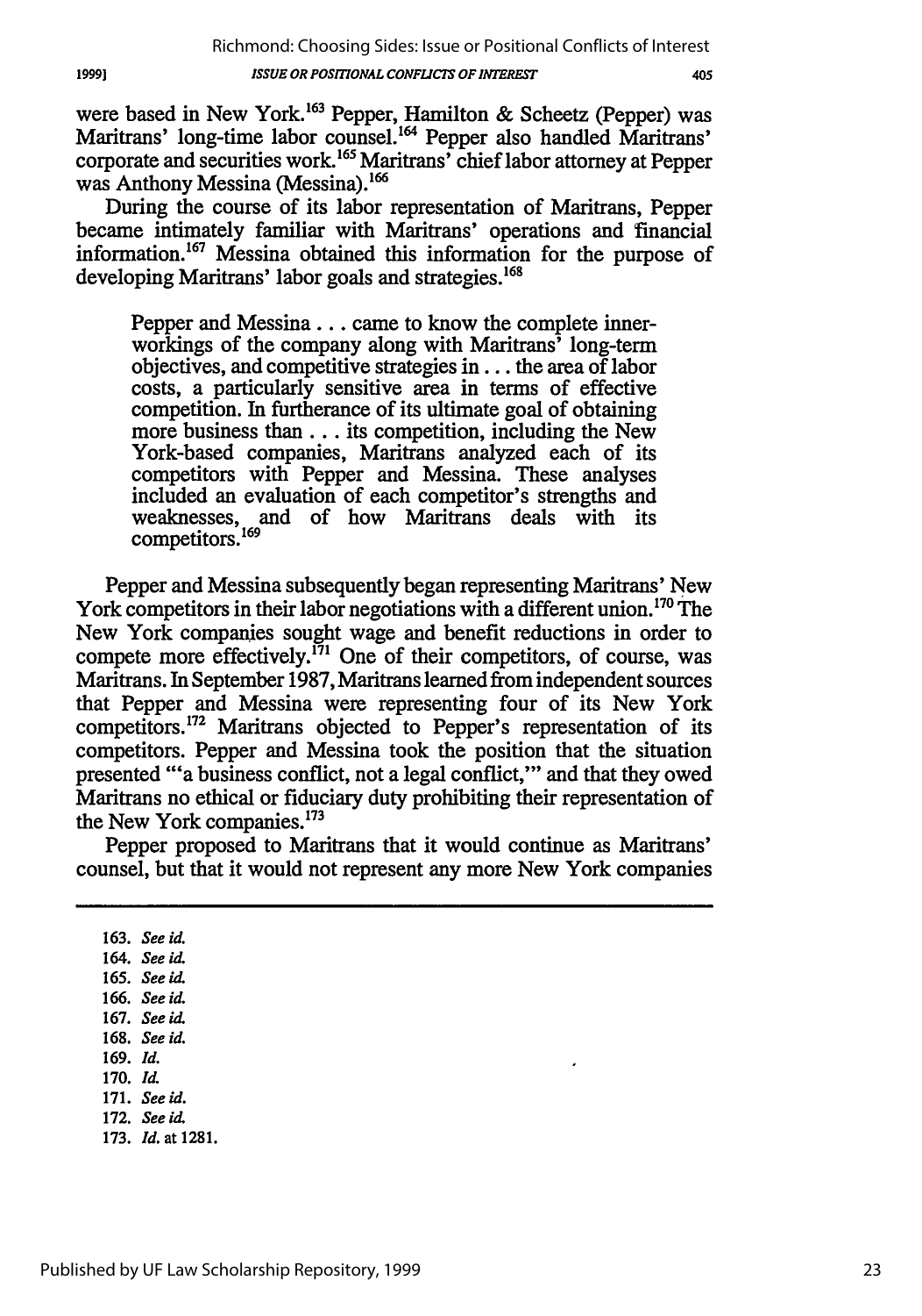were based in New York.[163] Pepper, Hamilton & Scheetz (Pepper) was Maritrans' long-time labor counsel.[164] Pepper also handled Maritrans' corporate and securities work.[165] Maritrans' chief labor attorney at Pepper was Anthony Messina (Messina).[166]

During the course of its labor representation of Maritrans, Pepper became intimately familiar with Maritrans' operations and financial information.[167] Messina obtained this information for the purpose of developing Maritrans' labor goals and strategies.[168]

> Pepper and Messina . . . came to know the complete inner-workings of the company along with Maritrans' long-term objectives, and competitive strategies in . . . the area of labor costs, a particularly sensitive area in terms of effective competition. In furtherance of its ultimate goal of obtaining more business than . . . its competition, including the New York-based companies, Maritrans analyzed each of its competitors with Pepper and Messina. These analyses included an evaluation of each competitor's strengths and weaknesses, and of how Maritrans deals with its competitors.[169]

Pepper and Messina subsequently began representing Maritrans' New York competitors in their labor negotiations with a different union.[170] The New York companies sought wage and benefit reductions in order to compete more effectively.[171] One of their competitors, of course, was Maritrans. In September 1987, Maritrans learned from independent sources that Pepper and Messina were representing four of its New York competitors.[172] Maritrans objected to Pepper's representation of its competitors. Pepper and Messina took the position that the situation presented "'a business conflict, not a legal conflict,'" and that they owed Maritrans no ethical or fiduciary duty prohibiting their representation of the New York companies.[173]

Pepper proposed to Maritrans that it would continue as Maritrans' counsel, but that it would not represent any more New York companies

---

163. *See id.*
164. *See id.*
165. *See id.*
166. *See id.*
167. *See id.*
168. *See id.*
169. *Id.*
170. *Id.*
171. *See id.*
172. *See id.*
173. *Id.* at 1281.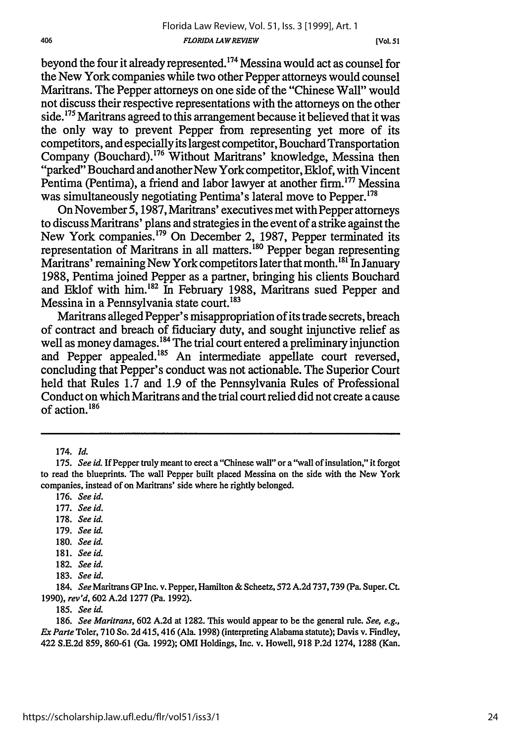beyond the four it already represented.[174] Messina would act as counsel for the New York companies while two other Pepper attorneys would counsel Maritrans. The Pepper attorneys on one side of the "Chinese Wall" would not discuss their respective representations with the attorneys on the other side.[175] Maritrans agreed to this arrangement because it believed that it was the only way to prevent Pepper from representing yet more of its competitors, and especially its largest competitor, Bouchard Transportation Company (Bouchard).[176] Without Maritrans' knowledge, Messina then "parked" Bouchard and another New York competitor, Eklof, with Vincent Pentima (Pentima), a friend and labor lawyer at another firm.[177] Messina was simultaneously negotiating Pentima's lateral move to Pepper.[178]

On November 5, 1987, Maritrans' executives met with Pepper attorneys to discuss Maritrans' plans and strategies in the event of a strike against the New York companies.[179] On December 2, 1987, Pepper terminated its representation of Maritrans in all matters.[180] Pepper began representing Maritrans' remaining New York competitors later that month.[181] In January 1988, Pentima joined Pepper as a partner, bringing his clients Bouchard and Eklof with him.[182] In February 1988, Maritrans sued Pepper and Messina in a Pennsylvania state court.[183]

Maritrans alleged Pepper's misappropriation of its trade secrets, breach of contract and breach of fiduciary duty, and sought injunctive relief as well as money damages.[184] The trial court entered a preliminary injunction and Pepper appealed.[185] An intermediate appellate court reversed, concluding that Pepper's conduct was not actionable. The Superior Court held that Rules 1.7 and 1.9 of the Pennsylvania Rules of Professional Conduct on which Maritrans and the trial court relied did not create a cause of action.[186]

---

174. *Id.*

175. *See id.* If Pepper truly meant to erect a "Chinese wall" or a "wall of insulation," it forgot to read the blueprints. The wall Pepper built placed Messina on the side with the New York companies, instead of on Maritrans' side where he rightly belonged.

176. *See id.*

177. *See id.*

178. *See id.*

179. *See id.*

180. *See id.*

181. *See id.*

182. *See id.*

183. *See id.*

184. *See* Maritrans GP Inc. v. Pepper, Hamilton & Scheetz, 572 A.2d 737, 739 (Pa. Super. Ct. 1990), *rev'd*, 602 A.2d 1277 (Pa. 1992).

185. *See id.*

186. *See Maritrans*, 602 A.2d at 1282. This would appear to be the general rule. *See, e.g., Ex Parte* Toler, 710 So. 2d 415, 416 (Ala. 1998) (interpreting Alabama statute); Davis v. Findley, 422 S.E.2d 859, 860-61 (Ga. 1992); OMI Holdings, Inc. v. Howell, 918 P.2d 1274, 1288 (Kan.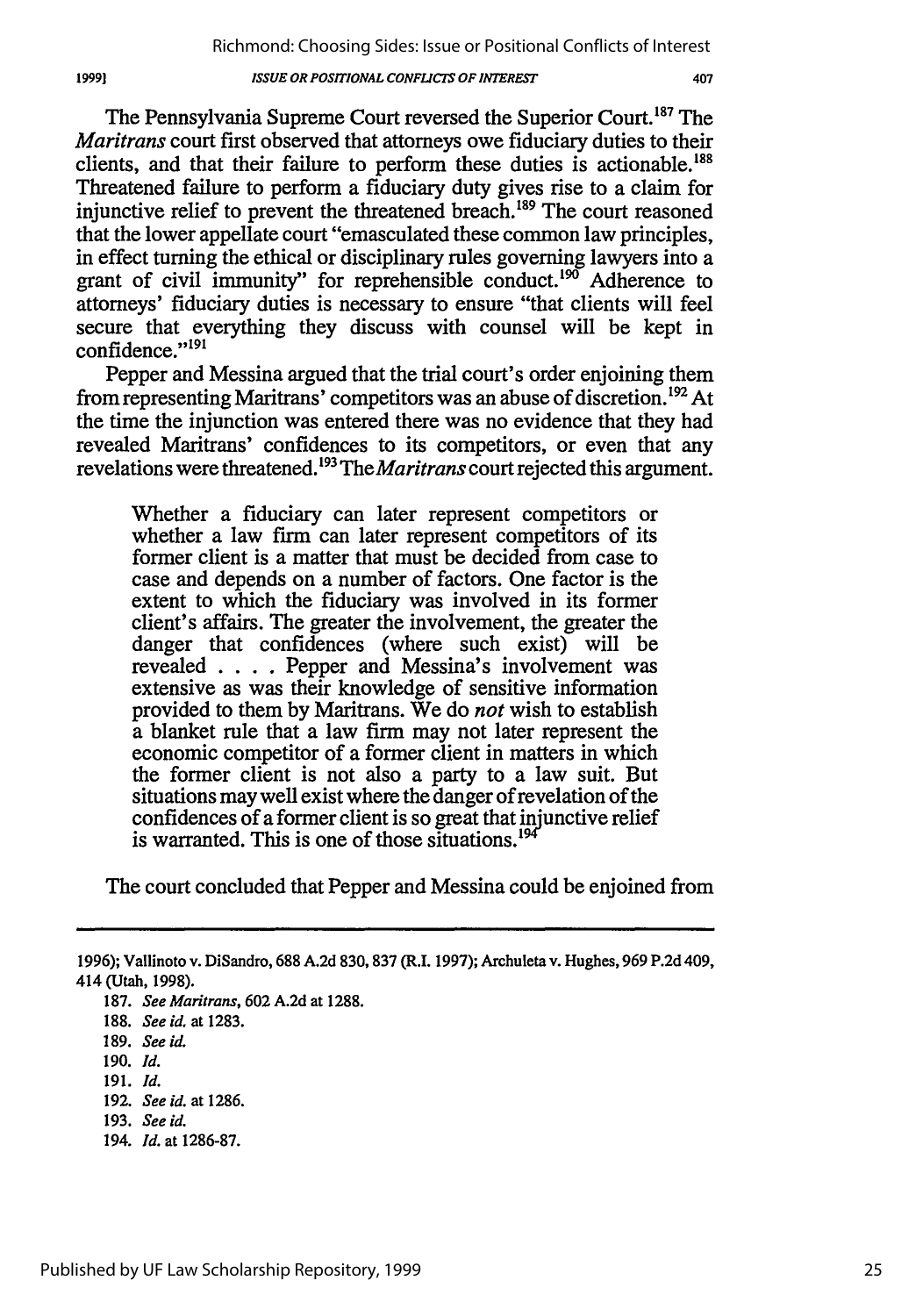The Pennsylvania Supreme Court reversed the Superior Court.[187] The *Maritrans* court first observed that attorneys owe fiduciary duties to their clients, and that their failure to perform these duties is actionable.[188] Threatened failure to perform a fiduciary duty gives rise to a claim for injunctive relief to prevent the threatened breach.[189] The court reasoned that the lower appellate court "emasculated these common law principles, in effect turning the ethical or disciplinary rules governing lawyers into a grant of civil immunity" for reprehensible conduct.[190] Adherence to attorneys' fiduciary duties is necessary to ensure "that clients will feel secure that everything they discuss with counsel will be kept in confidence."[191]

Pepper and Messina argued that the trial court's order enjoining them from representing Maritrans' competitors was an abuse of discretion.[192] At the time the injunction was entered there was no evidence that they had revealed Maritrans' confidences to its competitors, or even that any revelations were threatened.[193] The *Maritrans* court rejected this argument.

> Whether a fiduciary can later represent competitors or whether a law firm can later represent competitors of its former client is a matter that must be decided from case to case and depends on a number of factors. One factor is the extent to which the fiduciary was involved in its former client's affairs. The greater the involvement, the greater the danger that confidences (where such exist) will be revealed . . . . Pepper and Messina's involvement was extensive as was their knowledge of sensitive information provided to them by Maritrans. We do *not* wish to establish a blanket rule that a law firm may not later represent the economic competitor of a former client in matters in which the former client is not also a party to a law suit. But situations may well exist where the danger of revelation of the confidences of a former client is so great that injunctive relief is warranted. This is one of those situations.[194]

The court concluded that Pepper and Messina could be enjoined from

---

1996); Vallinoto v. DiSandro, 688 A.2d 830, 837 (R.I. 1997); Archuleta v. Hughes, 969 P.2d 409, 414 (Utah, 1998).

187. *See Maritrans*, 602 A.2d at 1288.

188. *See id.* at 1283.

189. *See id.*

190. *Id.*

191. *Id.*

192. *See id.* at 1286.

193. *See id.*

194. *Id.* at 1286-87.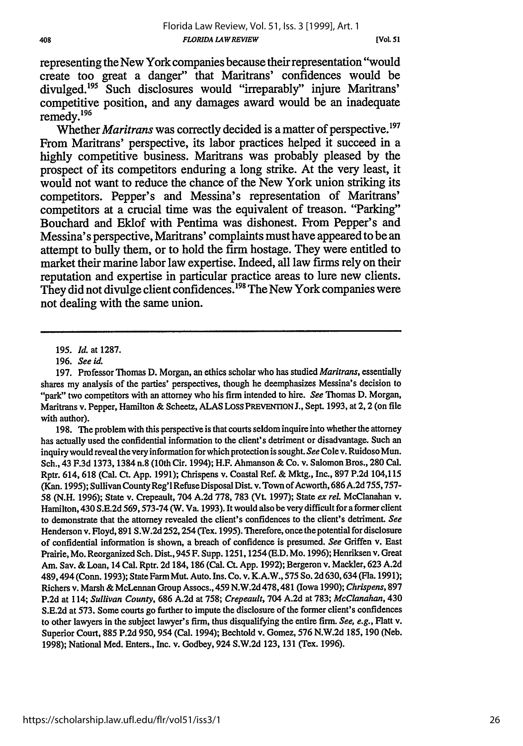representing the New York companies because their representation "would create too great a danger" that Maritrans' confidences would be divulged.[195] Such disclosures would "irreparably" injure Maritrans' competitive position, and any damages award would be an inadequate remedy.[196]

Whether *Maritrans* was correctly decided is a matter of perspective.[197] From Maritrans' perspective, its labor practices helped it succeed in a highly competitive business. Maritrans was probably pleased by the prospect of its competitors enduring a long strike. At the very least, it would not want to reduce the chance of the New York union striking its competitors. Pepper's and Messina's representation of Maritrans' competitors at a crucial time was the equivalent of treason. "Parking" Bouchard and Eklof with Pentima was dishonest. From Pepper's and Messina's perspective, Maritrans' complaints must have appeared to be an attempt to bully them, or to hold the firm hostage. They were entitled to market their marine labor law expertise. Indeed, all law firms rely on their reputation and expertise in particular practice areas to lure new clients. They did not divulge client confidences.[198] The New York companies were not dealing with the same union.

---

195. *Id.* at 1287.

196. *See id.*

197. Professor Thomas D. Morgan, an ethics scholar who has studied *Maritrans*, essentially shares my analysis of the parties' perspectives, though he deemphasizes Messina's decision to "park" two competitors with an attorney who his firm intended to hire. *See* Thomas D. Morgan, Maritrans v. Pepper, Hamilton & Scheetz, ALAS LOSS PREVENTION J., Sept. 1993, at 2, 2 (on file with author).

198. The problem with this perspective is that courts seldom inquire into whether the attorney has actually used the confidential information to the client's detriment or disadvantage. Such an inquiry would reveal the very information for which protection is sought. *See* Cole v. Ruidoso Mun. Sch., 43 F.3d 1373, 1384 n.8 (10th Cir. 1994); H.F. Ahmanson & Co. v. Salomon Bros., 280 Cal. Rptr. 614, 618 (Cal. Ct. App. 1991); Chrispens v. Coastal Ref. & Mktg., Inc., 897 P.2d 104, 115 (Kan. 1995); Sullivan County Reg'l Refuse Disposal Dist. v. Town of Acworth, 686 A.2d 755, 757-58 (N.H. 1996); State v. Crepeault, 704 A.2d 778, 783 (Vt. 1997); State *ex rel.* McClanahan v. Hamilton, 430 S.E.2d 569, 573-74 (W. Va. 1993). It would also be very difficult for a former client to demonstrate that the attorney revealed the client's confidences to the client's detriment. *See* Henderson v. Floyd, 891 S.W.2d 252, 254 (Tex. 1995). Therefore, once the potential for disclosure of confidential information is shown, a breach of confidence is presumed. *See* Griffen v. East Prairie, Mo. Reorganized Sch. Dist., 945 F. Supp. 1251, 1254 (E.D. Mo. 1996); Henriksen v. Great Am. Sav. & Loan, 14 Cal. Rptr. 2d 184, 186 (Cal. Ct. App. 1992); Bergeron v. Mackler, 623 A.2d 489, 494 (Conn. 1993); State Farm Mut. Auto. Ins. Co. v. K.A.W., 575 So. 2d 630, 634 (Fla. 1991); Richers v. Marsh & McLennan Group Assocs., 459 N.W.2d 478, 481 (Iowa 1990); *Chrispens*, 897 P.2d at 114; *Sullivan County*, 686 A.2d at 758; *Crepeault*, 704 A.2d at 783; *McClanahan*, 430 S.E.2d at 573. Some courts go further to impute the disclosure of the former client's confidences to other lawyers in the subject lawyer's firm, thus disqualifying the entire firm. *See, e.g.*, Flatt v. Superior Court, 885 P.2d 950, 954 (Cal. 1994); Bechtold v. Gomez, 576 N.W.2d 185, 190 (Neb. 1998); National Med. Enters., Inc. v. Godbey, 924 S.W.2d 123, 131 (Tex. 1996).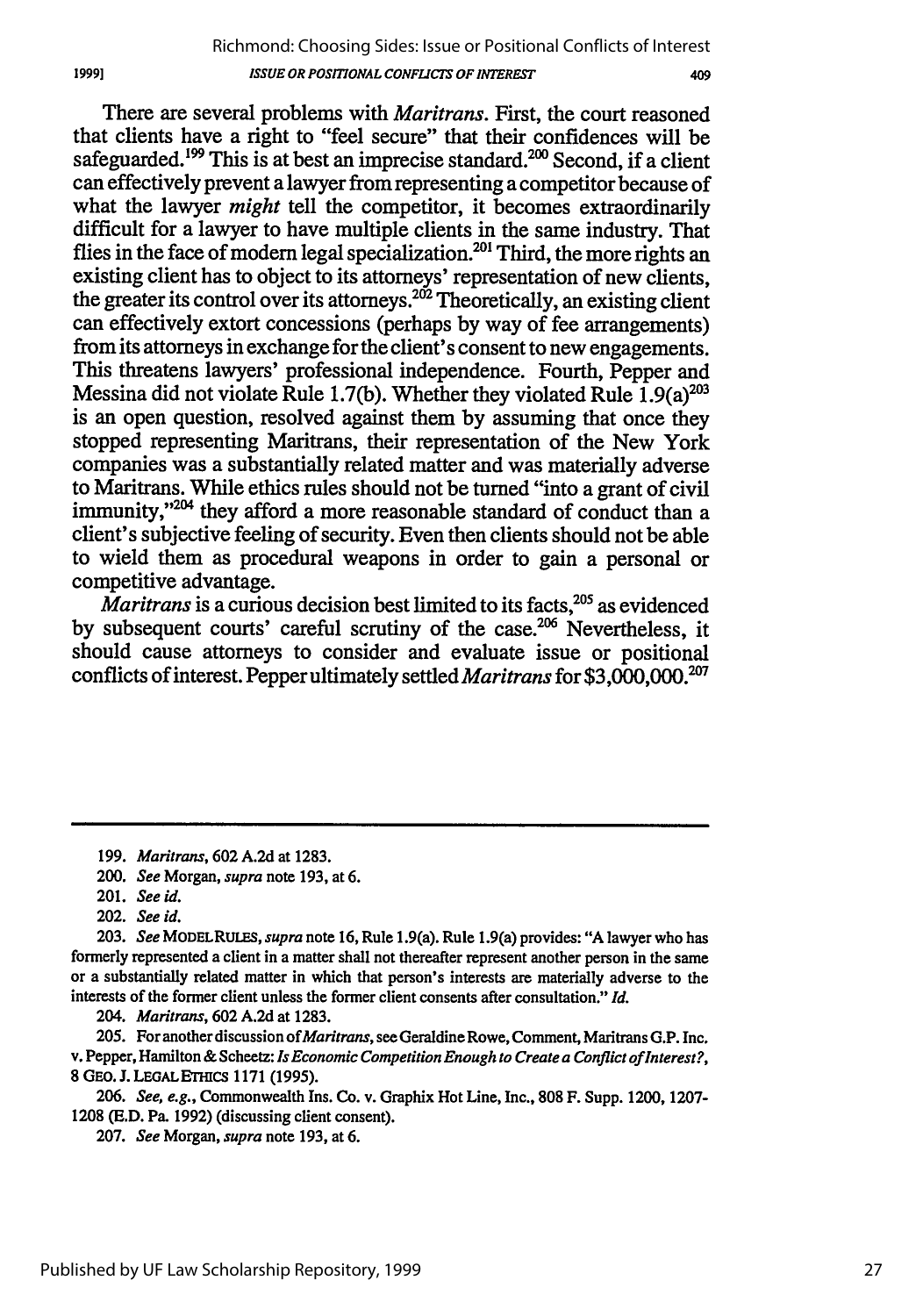There are several problems with *Maritrans*. First, the court reasoned that clients have a right to "feel secure" that their confidences will be safeguarded.[199] This is at best an imprecise standard.[200] Second, if a client can effectively prevent a lawyer from representing a competitor because of what the lawyer *might* tell the competitor, it becomes extraordinarily difficult for a lawyer to have multiple clients in the same industry. That flies in the face of modern legal specialization.[201] Third, the more rights an existing client has to object to its attorneys' representation of new clients, the greater its control over its attorneys.[202] Theoretically, an existing client can effectively extort concessions (perhaps by way of fee arrangements) from its attorneys in exchange for the client's consent to new engagements. This threatens lawyers' professional independence. Fourth, Pepper and Messina did not violate Rule 1.7(b). Whether they violated Rule 1.9(a)[203] is an open question, resolved against them by assuming that once they stopped representing Maritrans, their representation of the New York companies was a substantially related matter and was materially adverse to Maritrans. While ethics rules should not be turned "into a grant of civil immunity,"[204] they afford a more reasonable standard of conduct than a client's subjective feeling of security. Even then clients should not be able to wield them as procedural weapons in order to gain a personal or competitive advantage.

*Maritrans* is a curious decision best limited to its facts,[205] as evidenced by subsequent courts' careful scrutiny of the case.[206] Nevertheless, it should cause attorneys to consider and evaluate issue or positional conflicts of interest. Pepper ultimately settled *Maritrans* for $3,000,000.[207]

---

199. *Maritrans*, 602 A.2d at 1283.

200. *See* Morgan, *supra* note 193, at 6.

201. *See id.*

202. *See id.*

203. *See* MODEL RULES, *supra* note 16, Rule 1.9(a). Rule 1.9(a) provides: "A lawyer who has formerly represented a client in a matter shall not thereafter represent another person in the same or a substantially related matter in which that person's interests are materially adverse to the interests of the former client unless the former client consents after consultation." *Id.*

204. *Maritrans*, 602 A.2d at 1283.

205. For another discussion of *Maritrans*, see Geraldine Rowe, Comment, Maritrans G.P. Inc. v. Pepper, Hamilton & Scheetz: *Is Economic Competition Enough to Create a Conflict of Interest?*, 8 GEO. J. LEGAL ETHICS 1171 (1995).

206. *See, e.g.*, Commonwealth Ins. Co. v. Graphix Hot Line, Inc., 808 F. Supp. 1200, 1207-1208 (E.D. Pa. 1992) (discussing client consent).

207. *See* Morgan, *supra* note 193, at 6.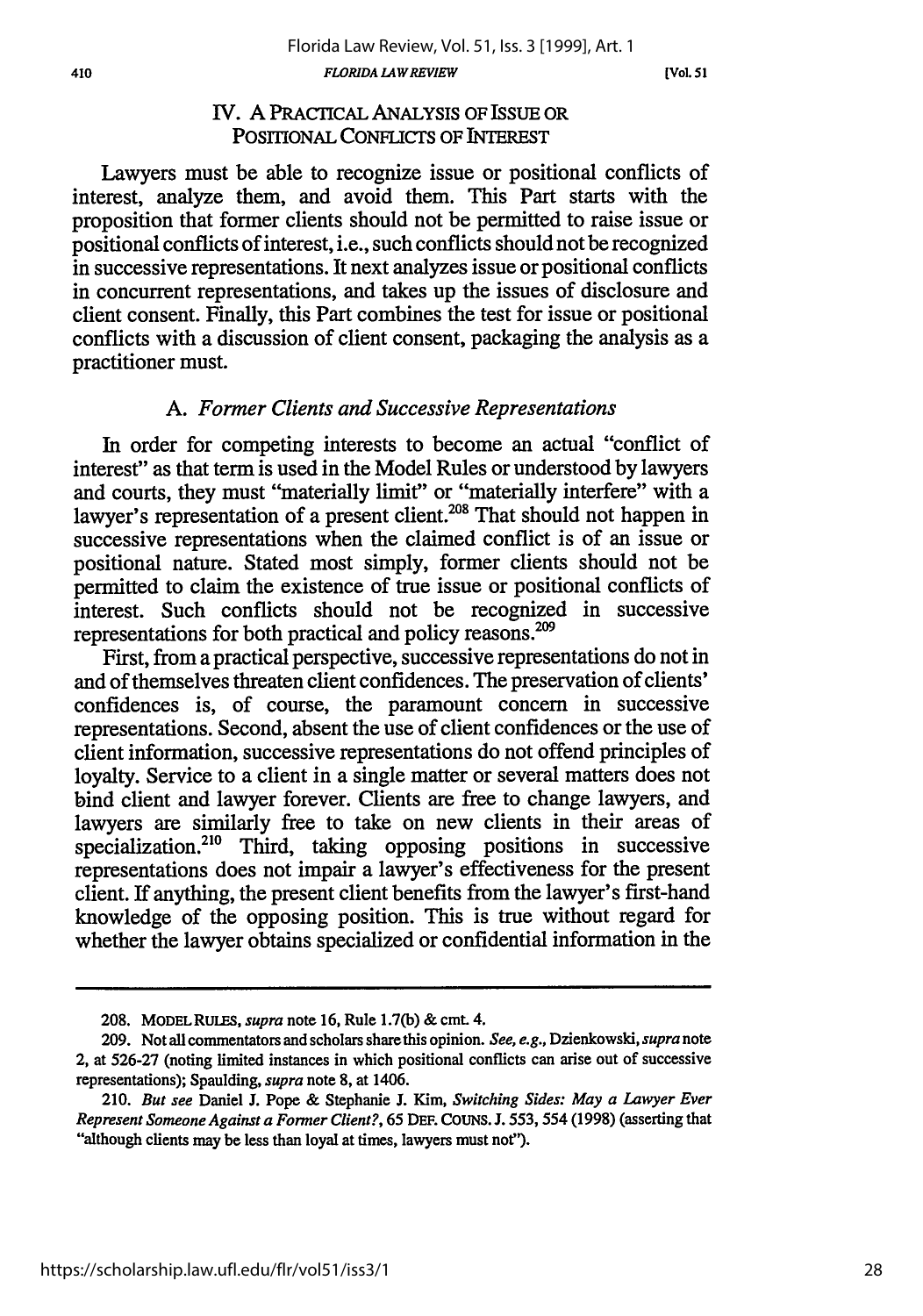## IV. A PRACTICAL ANALYSIS OF ISSUE OR POSITIONAL CONFLICTS OF INTEREST

Lawyers must be able to recognize issue or positional conflicts of interest, analyze them, and avoid them. This Part starts with the proposition that former clients should not be permitted to raise issue or positional conflicts of interest, i.e., such conflicts should not be recognized in successive representations. It next analyzes issue or positional conflicts in concurrent representations, and takes up the issues of disclosure and client consent. Finally, this Part combines the test for issue or positional conflicts with a discussion of client consent, packaging the analysis as a practitioner must.

### A. *Former Clients and Successive Representations*

In order for competing interests to become an actual "conflict of interest" as that term is used in the Model Rules or understood by lawyers and courts, they must "materially limit" or "materially interfere" with a lawyer's representation of a present client.[208] That should not happen in successive representations when the claimed conflict is of an issue or positional nature. Stated most simply, former clients should not be permitted to claim the existence of true issue or positional conflicts of interest. Such conflicts should not be recognized in successive representations for both practical and policy reasons.[209]

First, from a practical perspective, successive representations do not in and of themselves threaten client confidences. The preservation of clients' confidences is, of course, the paramount concern in successive representations. Second, absent the use of client confidences or the use of client information, successive representations do not offend principles of loyalty. Service to a client in a single matter or several matters does not bind client and lawyer forever. Clients are free to change lawyers, and lawyers are similarly free to take on new clients in their areas of specialization.[210] Third, taking opposing positions in successive representations does not impair a lawyer's effectiveness for the present client. If anything, the present client benefits from the lawyer's first-hand knowledge of the opposing position. This is true without regard for whether the lawyer obtains specialized or confidential information in the

---

208. MODEL RULES, *supra* note 16, Rule 1.7(b) & cmt. 4.

209. Not all commentators and scholars share this opinion. *See, e.g.*, Dzienkowski, *supra* note 2, at 526-27 (noting limited instances in which positional conflicts can arise out of successive representations); Spaulding, *supra* note 8, at 1406.

210. *But see* Daniel J. Pope & Stephanie J. Kim, *Switching Sides: May a Lawyer Ever Represent Someone Against a Former Client?*, 65 DEF. COUNS. J. 553, 554 (1998) (asserting that "although clients may be less than loyal at times, lawyers must not").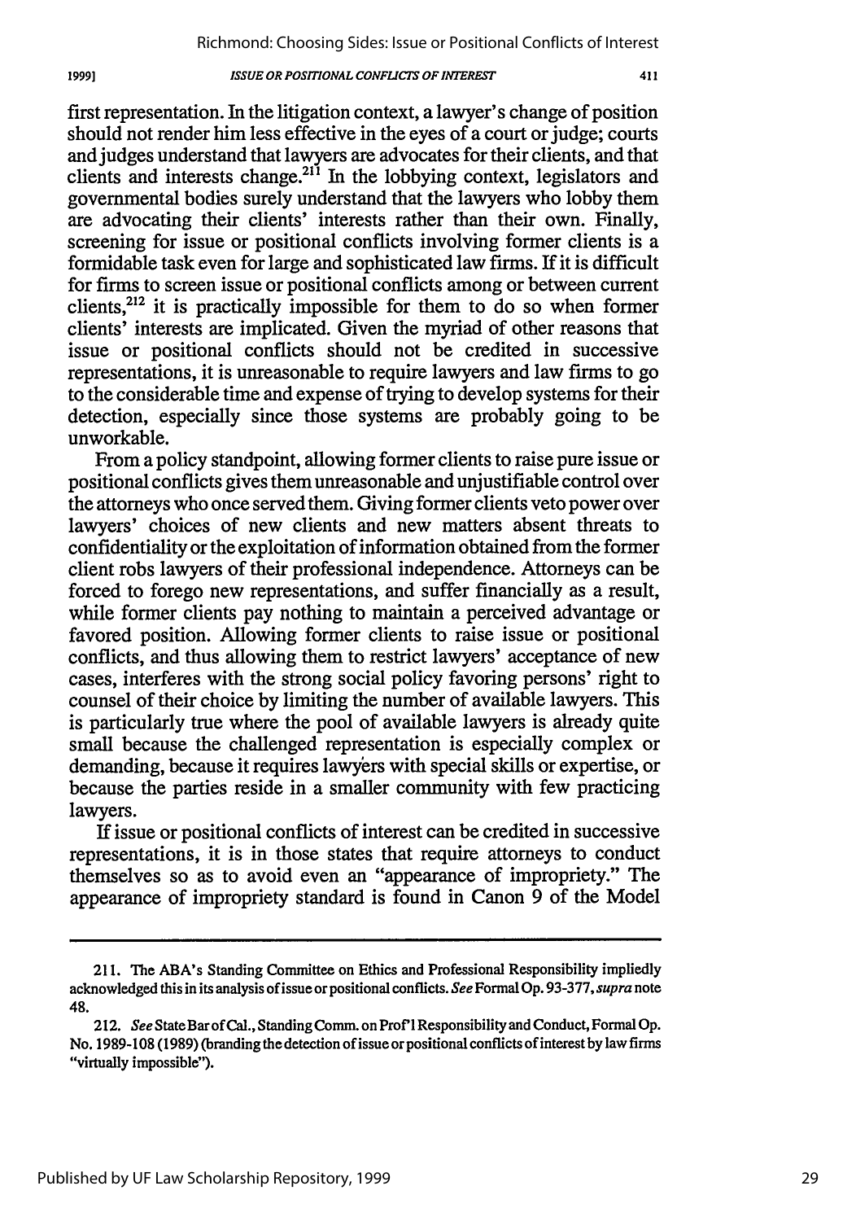first representation. In the litigation context, a lawyer's change of position should not render him less effective in the eyes of a court or judge; courts and judges understand that lawyers are advocates for their clients, and that clients and interests change.[211] In the lobbying context, legislators and governmental bodies surely understand that the lawyers who lobby them are advocating their clients' interests rather than their own. Finally, screening for issue or positional conflicts involving former clients is a formidable task even for large and sophisticated law firms. If it is difficult for firms to screen issue or positional conflicts among or between current clients,[212] it is practically impossible for them to do so when former clients' interests are implicated. Given the myriad of other reasons that issue or positional conflicts should not be credited in successive representations, it is unreasonable to require lawyers and law firms to go to the considerable time and expense of trying to develop systems for their detection, especially since those systems are probably going to be unworkable.

From a policy standpoint, allowing former clients to raise pure issue or positional conflicts gives them unreasonable and unjustifiable control over the attorneys who once served them. Giving former clients veto power over lawyers' choices of new clients and new matters absent threats to confidentiality or the exploitation of information obtained from the former client robs lawyers of their professional independence. Attorneys can be forced to forego new representations, and suffer financially as a result, while former clients pay nothing to maintain a perceived advantage or favored position. Allowing former clients to raise issue or positional conflicts, and thus allowing them to restrict lawyers' acceptance of new cases, interferes with the strong social policy favoring persons' right to counsel of their choice by limiting the number of available lawyers. This is particularly true where the pool of available lawyers is already quite small because the challenged representation is especially complex or demanding, because it requires lawyers with special skills or expertise, or because the parties reside in a smaller community with few practicing lawyers.

If issue or positional conflicts of interest can be credited in successive representations, it is in those states that require attorneys to conduct themselves so as to avoid even an "appearance of impropriety." The appearance of impropriety standard is found in Canon 9 of the Model

---

211. The ABA's Standing Committee on Ethics and Professional Responsibility impliedly acknowledged this in its analysis of issue or positional conflicts. *See* Formal Op. 93-377, *supra* note 48.

212. *See* State Bar of Cal., Standing Comm. on Prof'l Responsibility and Conduct, Formal Op. No. 1989-108 (1989) (branding the detection of issue or positional conflicts of interest by law firms "virtually impossible").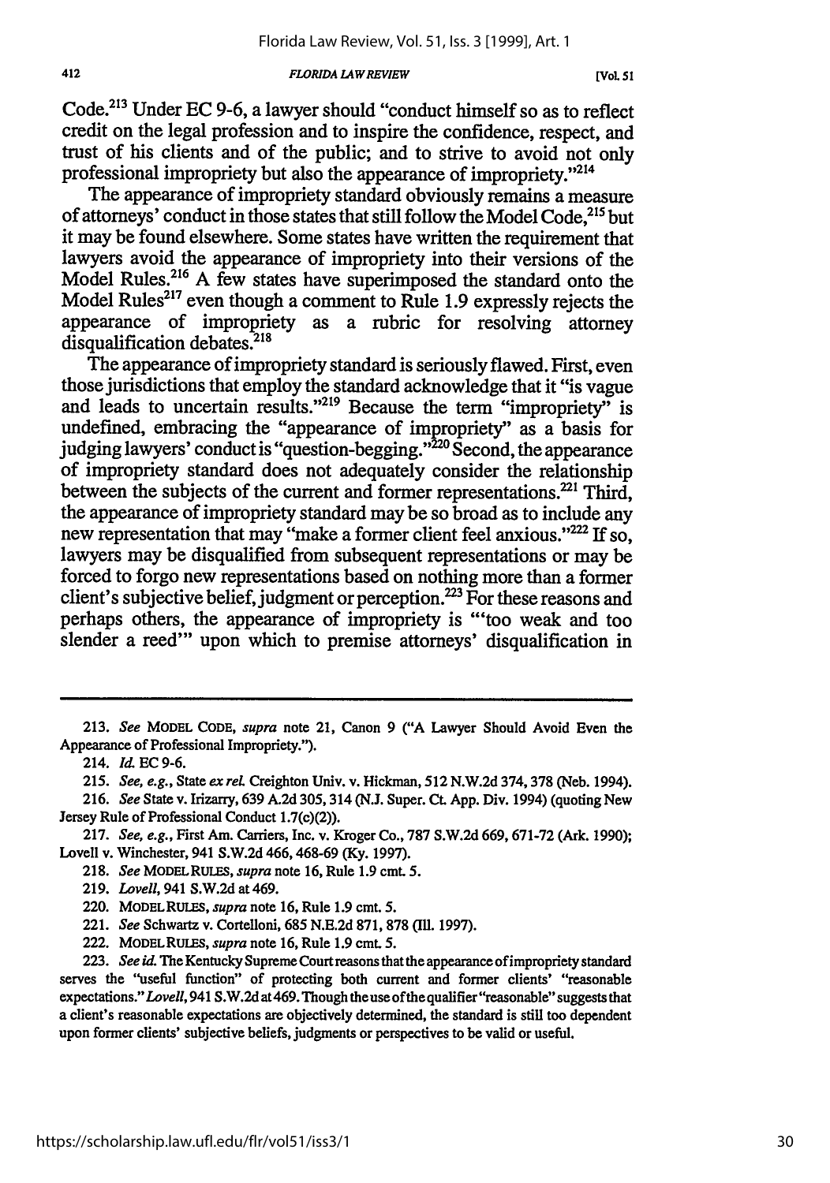Code.[213] Under EC 9-6, a lawyer should "conduct himself so as to reflect credit on the legal profession and to inspire the confidence, respect, and trust of his clients and of the public; and to strive to avoid not only professional impropriety but also the appearance of impropriety."[214]

The appearance of impropriety standard obviously remains a measure of attorneys' conduct in those states that still follow the Model Code,[215] but it may be found elsewhere. Some states have written the requirement that lawyers avoid the appearance of impropriety into their versions of the Model Rules.[216] A few states have superimposed the standard onto the Model Rules[217] even though a comment to Rule 1.9 expressly rejects the appearance of impropriety as a rubric for resolving attorney disqualification debates.[218]

The appearance of impropriety standard is seriously flawed. First, even those jurisdictions that employ the standard acknowledge that it "is vague and leads to uncertain results."[219] Because the term "impropriety" is undefined, embracing the "appearance of impropriety" as a basis for judging lawyers' conduct is "question-begging."[220] Second, the appearance of impropriety standard does not adequately consider the relationship between the subjects of the current and former representations.[221] Third, the appearance of impropriety standard may be so broad as to include any new representation that may "make a former client feel anxious."[222] If so, lawyers may be disqualified from subsequent representations or may be forced to forgo new representations based on nothing more than a former client's subjective belief, judgment or perception.[223] For these reasons and perhaps others, the appearance of impropriety is "'too weak and too slender a reed'" upon which to premise attorneys' disqualification in

---

213. *See* MODEL CODE, *supra* note 21, Canon 9 ("A Lawyer Should Avoid Even the Appearance of Professional Impropriety.").

214. *Id.* EC 9-6.

215. *See, e.g.*, State *ex rel.* Creighton Univ. v. Hickman, 512 N.W.2d 374, 378 (Neb. 1994).

216. *See* State v. Irizarry, 639 A.2d 305, 314 (N.J. Super. Ct. App. Div. 1994) (quoting New Jersey Rule of Professional Conduct 1.7(c)(2)).

217. *See, e.g.*, First Am. Carriers, Inc. v. Kroger Co., 787 S.W.2d 669, 671-72 (Ark. 1990); Lovell v. Winchester, 941 S.W.2d 466, 468-69 (Ky. 1997).

218. *See* MODEL RULES, *supra* note 16, Rule 1.9 cmt. 5.

219. *Lovell*, 941 S.W.2d at 469.

220. MODEL RULES, *supra* note 16, Rule 1.9 cmt. 5.

221. *See* Schwartz v. Cortelloni, 685 N.E.2d 871, 878 (Ill. 1997).

222. MODEL RULES, *supra* note 16, Rule 1.9 cmt. 5.

223. *See id.* The Kentucky Supreme Court reasons that the appearance of impropriety standard serves the "useful function" of protecting both current and former clients' "reasonable expectations." *Lovell*, 941 S.W.2d at 469. Though the use of the qualifier "reasonable" suggests that a client's reasonable expectations are objectively determined, the standard is still too dependent upon former clients' subjective beliefs, judgments or perspectives to be valid or useful.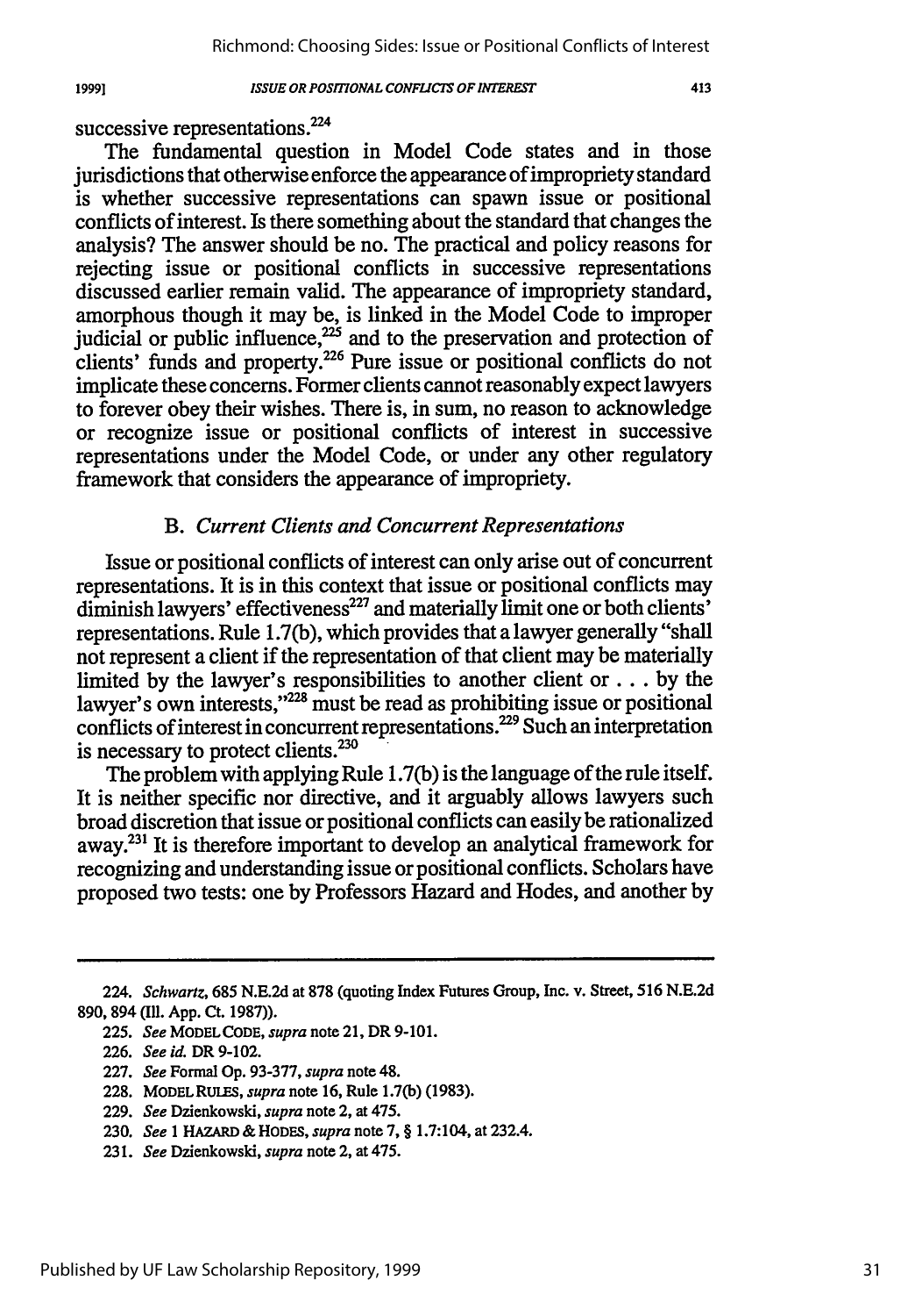successive representations.[224]

The fundamental question in Model Code states and in those jurisdictions that otherwise enforce the appearance of impropriety standard is whether successive representations can spawn issue or positional conflicts of interest. Is there something about the standard that changes the analysis? The answer should be no. The practical and policy reasons for rejecting issue or positional conflicts in successive representations discussed earlier remain valid. The appearance of impropriety standard, amorphous though it may be, is linked in the Model Code to improper judicial or public influence,[225] and to the preservation and protection of clients' funds and property.[226] Pure issue or positional conflicts do not implicate these concerns. Former clients cannot reasonably expect lawyers to forever obey their wishes. There is, in sum, no reason to acknowledge or recognize issue or positional conflicts of interest in successive representations under the Model Code, or under any other regulatory framework that considers the appearance of impropriety.

### B. *Current Clients and Concurrent Representations*

Issue or positional conflicts of interest can only arise out of concurrent representations. It is in this context that issue or positional conflicts may diminish lawyers' effectiveness[227] and materially limit one or both clients' representations. Rule 1.7(b), which provides that a lawyer generally "shall not represent a client if the representation of that client may be materially limited by the lawyer's responsibilities to another client or . . . by the lawyer's own interests,"[228] must be read as prohibiting issue or positional conflicts of interest in concurrent representations.[229] Such an interpretation is necessary to protect clients.[230]

The problem with applying Rule 1.7(b) is the language of the rule itself. It is neither specific nor directive, and it arguably allows lawyers such broad discretion that issue or positional conflicts can easily be rationalized away.[231] It is therefore important to develop an analytical framework for recognizing and understanding issue or positional conflicts. Scholars have proposed two tests: one by Professors Hazard and Hodes, and another by

---

224. *Schwartz*, 685 N.E.2d at 878 (quoting Index Futures Group, Inc. v. Street, 516 N.E.2d 890, 894 (Ill. App. Ct. 1987)).

225. *See* MODEL CODE, *supra* note 21, DR 9-101.

226. *See id.* DR 9-102.

227. *See* Formal Op. 93-377, *supra* note 48.

228. MODEL RULES, *supra* note 16, Rule 1.7(b) (1983).

229. *See* Dzienkowski, *supra* note 2, at 475.

230. *See* 1 HAZARD & HODES, *supra* note 7, § 1.7:104, at 232.4.

231. *See* Dzienkowski, *supra* note 2, at 475.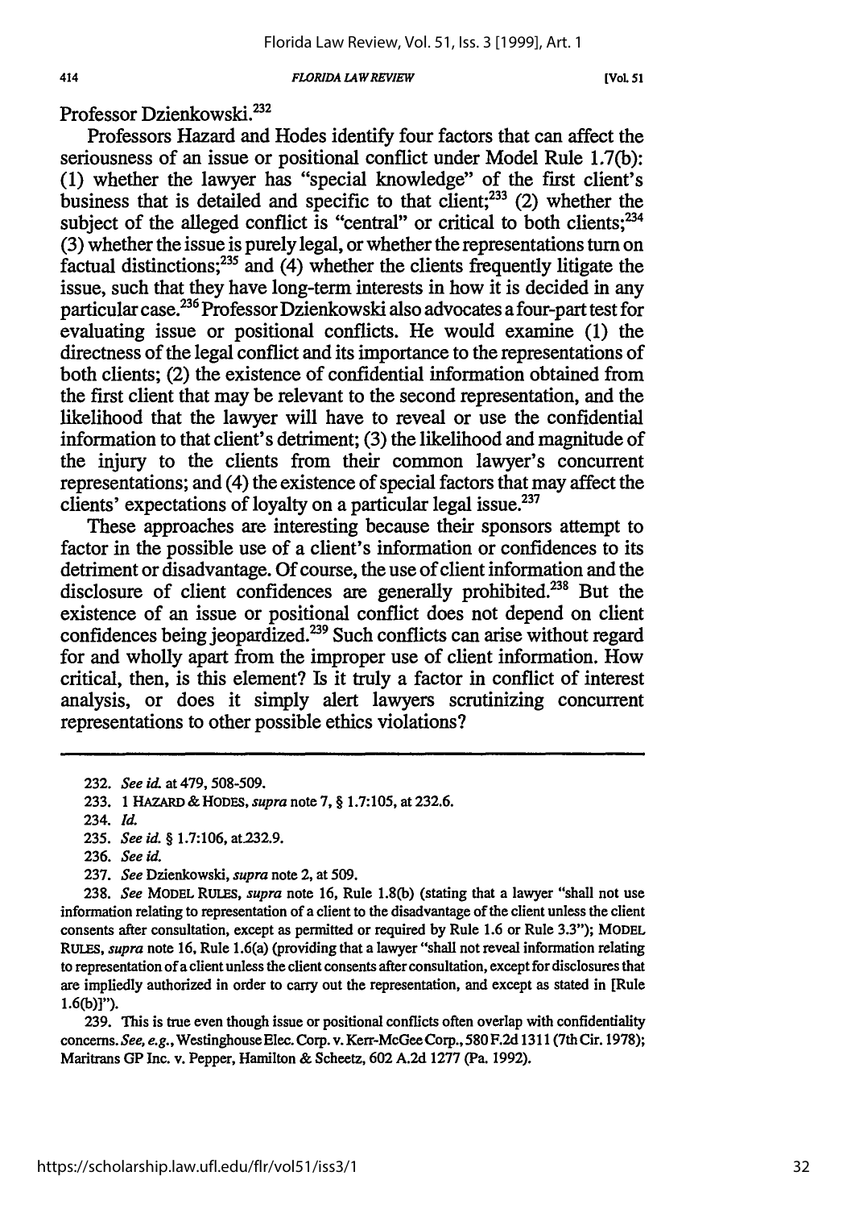Professor Dzienkowski.[232]

Professors Hazard and Hodes identify four factors that can affect the seriousness of an issue or positional conflict under Model Rule 1.7(b): (1) whether the lawyer has "special knowledge" of the first client's business that is detailed and specific to that client;[233] (2) whether the subject of the alleged conflict is "central" or critical to both clients;[234] (3) whether the issue is purely legal, or whether the representations turn on factual distinctions;[235] and (4) whether the clients frequently litigate the issue, such that they have long-term interests in how it is decided in any particular case.[236] Professor Dzienkowski also advocates a four-part test for evaluating issue or positional conflicts. He would examine (1) the directness of the legal conflict and its importance to the representations of both clients; (2) the existence of confidential information obtained from the first client that may be relevant to the second representation, and the likelihood that the lawyer will have to reveal or use the confidential information to that client's detriment; (3) the likelihood and magnitude of the injury to the clients from their common lawyer's concurrent representations; and (4) the existence of special factors that may affect the clients' expectations of loyalty on a particular legal issue.[237]

These approaches are interesting because their sponsors attempt to factor in the possible use of a client's information or confidences to its detriment or disadvantage. Of course, the use of client information and the disclosure of client confidences are generally prohibited.[238] But the existence of an issue or positional conflict does not depend on client confidences being jeopardized.[239] Such conflicts can arise without regard for and wholly apart from the improper use of client information. How critical, then, is this element? Is it truly a factor in conflict of interest analysis, or does it simply alert lawyers scrutinizing concurrent representations to other possible ethics violations?

---

232. *See id.* at 479, 508-509.

233. 1 HAZARD & HODES, *supra* note 7, § 1.7:105, at 232.6.

234. *Id.*

235. *See id.* § 1.7:106, at 232.9.

236. *See id.*

237. *See* Dzienkowski, *supra* note 2, at 509.

238. *See* MODEL RULES, *supra* note 16, Rule 1.8(b) (stating that a lawyer "shall not use information relating to representation of a client to the disadvantage of the client unless the client consents after consultation, except as permitted or required by Rule 1.6 or Rule 3.3"); MODEL RULES, *supra* note 16, Rule 1.6(a) (providing that a lawyer "shall not reveal information relating to representation of a client unless the client consents after consultation, except for disclosures that are impliedly authorized in order to carry out the representation, and except as stated in [Rule 1.6(b)]").

239. This is true even though issue or positional conflicts often overlap with confidentiality concerns. *See, e.g.,* Westinghouse Elec. Corp. v. Kerr-McGee Corp., 580 F.2d 1311 (7th Cir. 1978); Maritrans GP Inc. v. Pepper, Hamilton & Scheetz, 602 A.2d 1277 (Pa. 1992).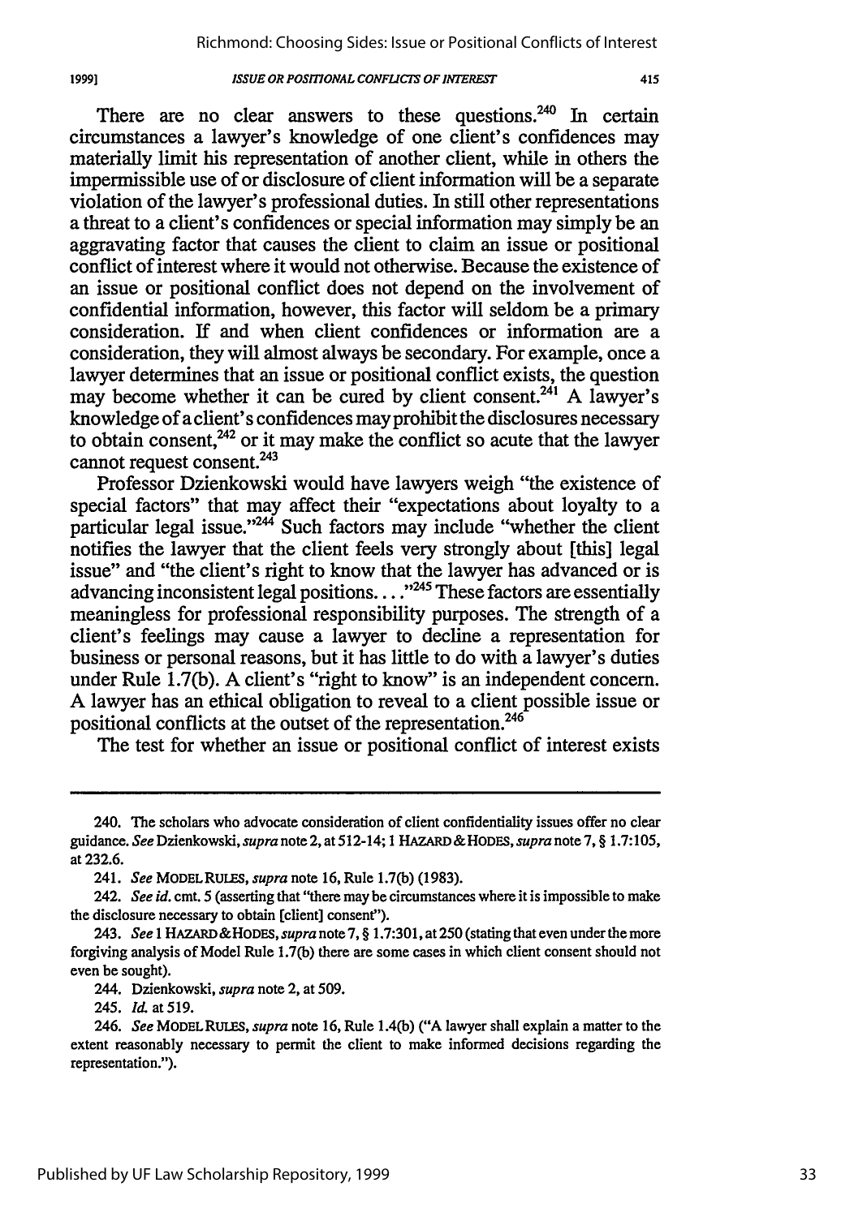There are no clear answers to these questions.[240] In certain circumstances a lawyer's knowledge of one client's confidences may materially limit his representation of another client, while in others the impermissible use of or disclosure of client information will be a separate violation of the lawyer's professional duties. In still other representations a threat to a client's confidences or special information may simply be an aggravating factor that causes the client to claim an issue or positional conflict of interest where it would not otherwise. Because the existence of an issue or positional conflict does not depend on the involvement of confidential information, however, this factor will seldom be a primary consideration. If and when client confidences or information are a consideration, they will almost always be secondary. For example, once a lawyer determines that an issue or positional conflict exists, the question may become whether it can be cured by client consent.[241] A lawyer's knowledge of a client's confidences may prohibit the disclosures necessary to obtain consent,[242] or it may make the conflict so acute that the lawyer cannot request consent.[243]

Professor Dzienkowski would have lawyers weigh "the existence of special factors" that may affect their "expectations about loyalty to a particular legal issue."[244] Such factors may include "whether the client notifies the lawyer that the client feels very strongly about [this] legal issue" and "the client's right to know that the lawyer has advanced or is advancing inconsistent legal positions. . . ."[245] These factors are essentially meaningless for professional responsibility purposes. The strength of a client's feelings may cause a lawyer to decline a representation for business or personal reasons, but it has little to do with a lawyer's duties under Rule 1.7(b). A client's "right to know" is an independent concern. A lawyer has an ethical obligation to reveal to a client possible issue or positional conflicts at the outset of the representation.[246]

The test for whether an issue or positional conflict of interest exists

---

240. The scholars who advocate consideration of client confidentiality issues offer no clear guidance. *See* Dzienkowski, *supra* note 2, at 512-14; 1 HAZARD & HODES, *supra* note 7, § 1.7:105, at 232.6.

241. *See* MODEL RULES, *supra* note 16, Rule 1.7(b) (1983).

242. *See id.* cmt. 5 (asserting that "there may be circumstances where it is impossible to make the disclosure necessary to obtain [client] consent").

243. *See* 1 HAZARD & HODES, *supra* note 7, § 1.7:301, at 250 (stating that even under the more forgiving analysis of Model Rule 1.7(b) there are some cases in which client consent should not even be sought).

244. Dzienkowski, *supra* note 2, at 509.

245. *Id.* at 519.

246. *See* MODEL RULES, *supra* note 16, Rule 1.4(b) ("A lawyer shall explain a matter to the extent reasonably necessary to permit the client to make informed decisions regarding the representation.").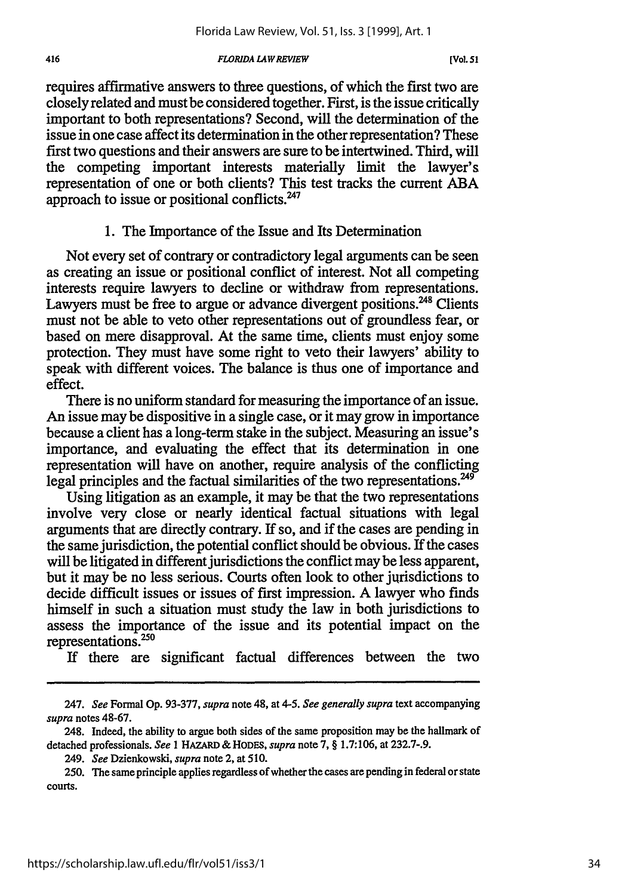requires affirmative answers to three questions, of which the first two are closely related and must be considered together. First, is the issue critically important to both representations? Second, will the determination of the issue in one case affect its determination in the other representation? These first two questions and their answers are sure to be intertwined. Third, will the competing important interests materially limit the lawyer's representation of one or both clients? This test tracks the current ABA approach to issue or positional conflicts.[247]

### 1. The Importance of the Issue and Its Determination

Not every set of contrary or contradictory legal arguments can be seen as creating an issue or positional conflict of interest. Not all competing interests require lawyers to decline or withdraw from representations. Lawyers must be free to argue or advance divergent positions.[248] Clients must not be able to veto other representations out of groundless fear, or based on mere disapproval. At the same time, clients must enjoy some protection. They must have some right to veto their lawyers' ability to speak with different voices. The balance is thus one of importance and effect.

There is no uniform standard for measuring the importance of an issue. An issue may be dispositive in a single case, or it may grow in importance because a client has a long-term stake in the subject. Measuring an issue's importance, and evaluating the effect that its determination in one representation will have on another, require analysis of the conflicting legal principles and the factual similarities of the two representations.[249]

Using litigation as an example, it may be that the two representations involve very close or nearly identical factual situations with legal arguments that are directly contrary. If so, and if the cases are pending in the same jurisdiction, the potential conflict should be obvious. If the cases will be litigated in different jurisdictions the conflict may be less apparent, but it may be no less serious. Courts often look to other jurisdictions to decide difficult issues or issues of first impression. A lawyer who finds himself in such a situation must study the law in both jurisdictions to assess the importance of the issue and its potential impact on the representations.[250]

If there are significant factual differences between the two

---

247. *See* Formal Op. 93-377, *supra* note 48, at 4-5. *See generally supra* text accompanying *supra* notes 48-67.

248. Indeed, the ability to argue both sides of the same proposition may be the hallmark of detached professionals. *See* 1 HAZARD & HODES, *supra* note 7, § 1.7:106, at 232.7-.9.

249. *See* Dzienkowski, *supra* note 2, at 510.

250. The same principle applies regardless of whether the cases are pending in federal or state courts.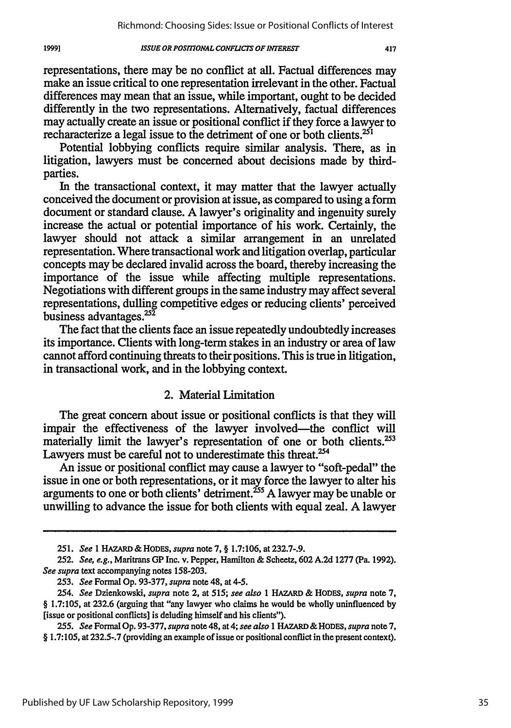representations, there may be no conflict at all. Factual differences may make an issue critical to one representation irrelevant in the other. Factual differences may mean that an issue, while important, ought to be decided differently in the two representations. Alternatively, factual differences may actually create an issue or positional conflict if they force a lawyer to recharacterize a legal issue to the detriment of one or both clients.[251]

Potential lobbying conflicts require similar analysis. There, as in litigation, lawyers must be concerned about decisions made by third-parties.

In the transactional context, it may matter that the lawyer actually conceived the document or provision at issue, as compared to using a form document or standard clause. A lawyer's originality and ingenuity surely increase the actual or potential importance of his work. Certainly, the lawyer should not attack a similar arrangement in an unrelated representation. Where transactional work and litigation overlap, particular concepts may be declared invalid across the board, thereby increasing the importance of the issue while affecting multiple representations. Negotiations with different groups in the same industry may affect several representations, dulling competitive edges or reducing clients' perceived business advantages.[252]

The fact that the clients face an issue repeatedly undoubtedly increases its importance. Clients with long-term stakes in an industry or area of law cannot afford continuing threats to their positions. This is true in litigation, in transactional work, and in the lobbying context.

### 2. Material Limitation

The great concern about issue or positional conflicts is that they will impair the effectiveness of the lawyer involved—the conflict will materially limit the lawyer's representation of one or both clients.[253] Lawyers must be careful not to underestimate this threat.[254]

An issue or positional conflict may cause a lawyer to "soft-pedal" the issue in one or both representations, or it may force the lawyer to alter his arguments to one or both clients' detriment.[255] A lawyer may be unable or unwilling to advance the issue for both clients with equal zeal. A lawyer

---

251. *See* 1 HAZARD & HODES, *supra* note 7, § 1.7:106, at 232.7-.9.

252. *See, e.g.*, Maritrans GP Inc. v. Pepper, Hamilton & Scheetz, 602 A.2d 1277 (Pa. 1992). *See supra* text accompanying notes 158-203.

253. *See* Formal Op. 93-377, *supra* note 48, at 4-5.

254. *See* Dzienkowski, *supra* note 2, at 515; *see also* 1 HAZARD & HODES, *supra* note 7, § 1.7:105, at 232.6 (arguing that "any lawyer who claims he would be wholly uninfluenced by [issue or positional conflicts] is deluding himself and his clients").

255. *See* Formal Op. 93-377, *supra* note 48, at 4; *see also* 1 HAZARD & HODES, *supra* note 7, § 1.7:105, at 232.5-.7 (providing an example of issue or positional conflict in the present context).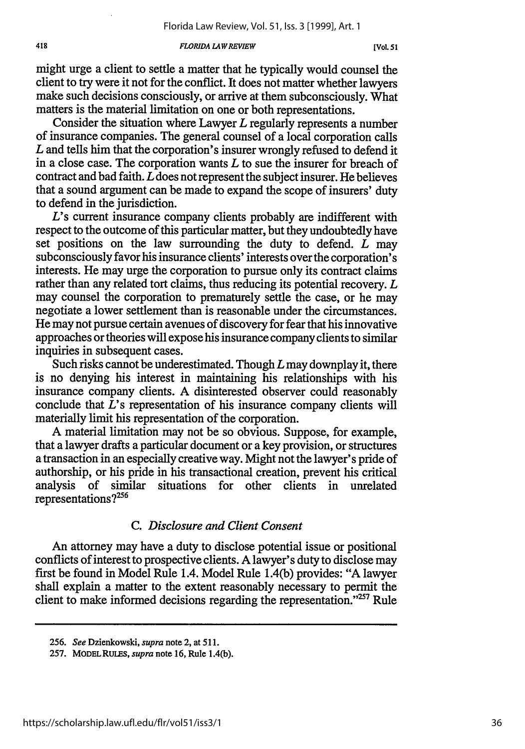might urge a client to settle a matter that he typically would counsel the client to try were it not for the conflict. It does not matter whether lawyers make such decisions consciously, or arrive at them subconsciously. What matters is the material limitation on one or both representations.

Consider the situation where Lawyer *L* regularly represents a number of insurance companies. The general counsel of a local corporation calls *L* and tells him that the corporation's insurer wrongly refused to defend it in a close case. The corporation wants *L* to sue the insurer for breach of contract and bad faith. *L* does not represent the subject insurer. He believes that a sound argument can be made to expand the scope of insurers' duty to defend in the jurisdiction.

*L*'s current insurance company clients probably are indifferent with respect to the outcome of this particular matter, but they undoubtedly have set positions on the law surrounding the duty to defend. *L* may subconsciously favor his insurance clients' interests over the corporation's interests. He may urge the corporation to pursue only its contract claims rather than any related tort claims, thus reducing its potential recovery. *L* may counsel the corporation to prematurely settle the case, or he may negotiate a lower settlement than is reasonable under the circumstances. He may not pursue certain avenues of discovery for fear that his innovative approaches or theories will expose his insurance company clients to similar inquiries in subsequent cases.

Such risks cannot be underestimated. Though *L* may downplay it, there is no denying his interest in maintaining his relationships with his insurance company clients. A disinterested observer could reasonably conclude that *L*'s representation of his insurance company clients will materially limit his representation of the corporation.

A material limitation may not be so obvious. Suppose, for example, that a lawyer drafts a particular document or a key provision, or structures a transaction in an especially creative way. Might not the lawyer's pride of authorship, or his pride in his transactional creation, prevent his critical analysis of similar situations for other clients in unrelated representations?[256]

### C. *Disclosure and Client Consent*

An attorney may have a duty to disclose potential issue or positional conflicts of interest to prospective clients. A lawyer's duty to disclose may first be found in Model Rule 1.4. Model Rule 1.4(b) provides: "A lawyer shall explain a matter to the extent reasonably necessary to permit the client to make informed decisions regarding the representation."[257] Rule

---

256. *See* Dzienkowski, *supra* note 2, at 511.

257. MODEL RULES, *supra* note 16, Rule 1.4(b).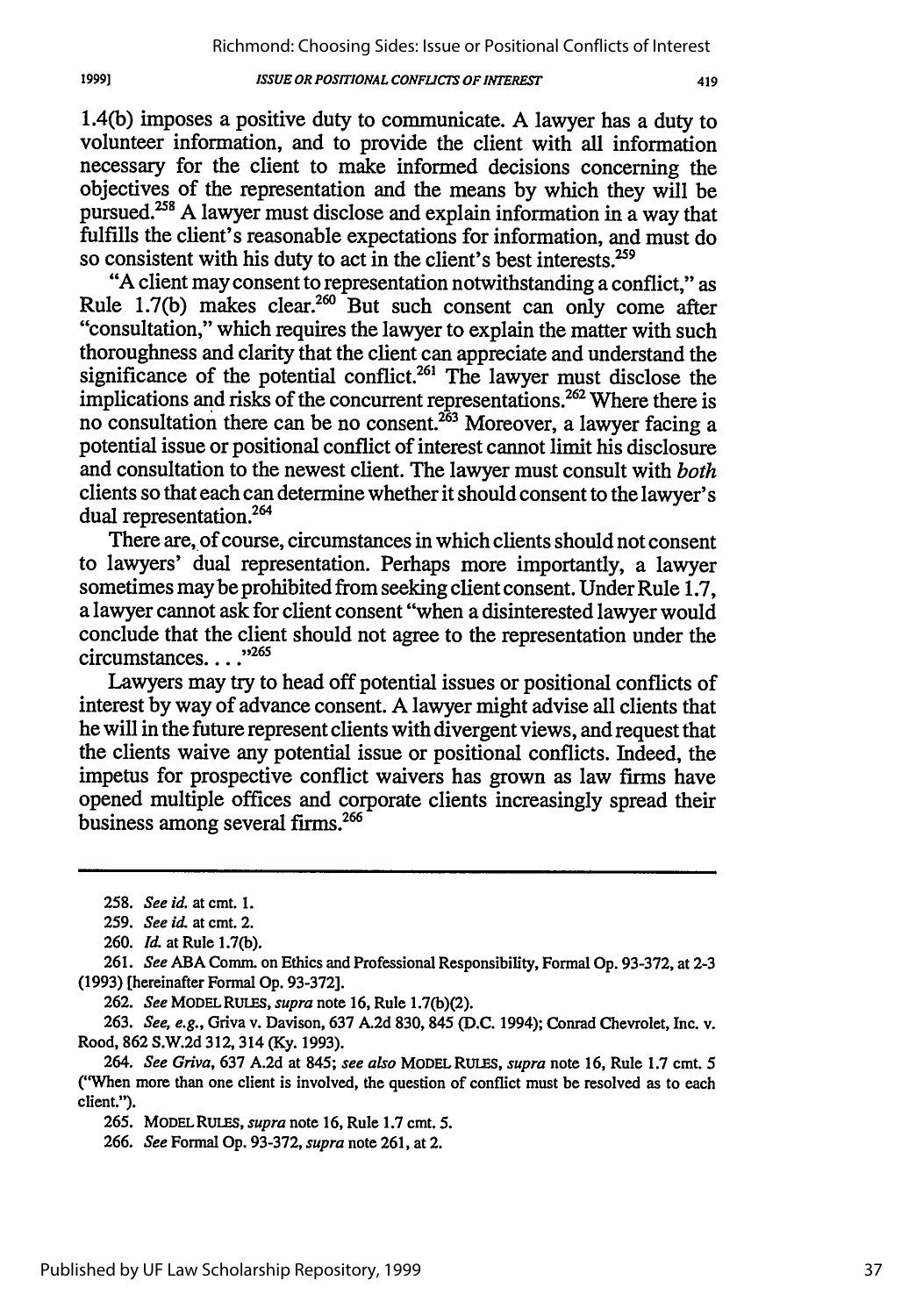1.4(b) imposes a positive duty to communicate. A lawyer has a duty to volunteer information, and to provide the client with all information necessary for the client to make informed decisions concerning the objectives of the representation and the means by which they will be pursued.[258] A lawyer must disclose and explain information in a way that fulfills the client's reasonable expectations for information, and must do so consistent with his duty to act in the client's best interests.[259]

"A client may consent to representation notwithstanding a conflict," as Rule 1.7(b) makes clear.[260] But such consent can only come after "consultation," which requires the lawyer to explain the matter with such thoroughness and clarity that the client can appreciate and understand the significance of the potential conflict.[261] The lawyer must disclose the implications and risks of the concurrent representations.[262] Where there is no consultation there can be no consent.[263] Moreover, a lawyer facing a potential issue or positional conflict of interest cannot limit his disclosure and consultation to the newest client. The lawyer must consult with *both* clients so that each can determine whether it should consent to the lawyer's dual representation.[264]

There are, of course, circumstances in which clients should not consent to lawyers' dual representation. Perhaps more importantly, a lawyer sometimes may be prohibited from seeking client consent. Under Rule 1.7, a lawyer cannot ask for client consent "when a disinterested lawyer would conclude that the client should not agree to the representation under the circumstances. . . ."[265]

Lawyers may try to head off potential issues or positional conflicts of interest by way of advance consent. A lawyer might advise all clients that he will in the future represent clients with divergent views, and request that the clients waive any potential issue or positional conflicts. Indeed, the impetus for prospective conflict waivers has grown as law firms have opened multiple offices and corporate clients increasingly spread their business among several firms.[266]

---

258. *See id.* at cmt. 1.

259. *See id.* at cmt. 2.

260. *Id.* at Rule 1.7(b).

261. *See* ABA Comm. on Ethics and Professional Responsibility, Formal Op. 93-372, at 2-3 (1993) [hereinafter Formal Op. 93-372].

262. *See* MODEL RULES, *supra* note 16, Rule 1.7(b)(2).

263. *See, e.g.*, Griva v. Davison, 637 A.2d 830, 845 (D.C. 1994); Conrad Chevrolet, Inc. v. Rood, 862 S.W.2d 312, 314 (Ky. 1993).

264. *See Griva*, 637 A.2d at 845; *see also* MODEL RULES, *supra* note 16, Rule 1.7 cmt. 5 ("When more than one client is involved, the question of conflict must be resolved as to each client.").

265. MODEL RULES, *supra* note 16, Rule 1.7 cmt. 5.

266. *See* Formal Op. 93-372, *supra* note 261, at 2.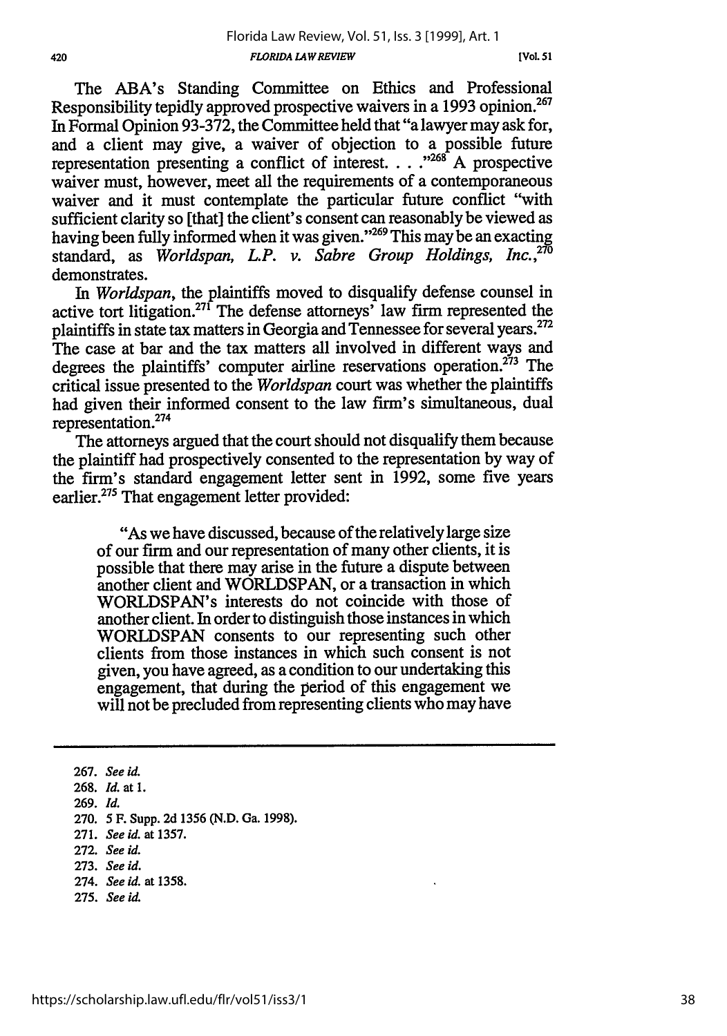The ABA's Standing Committee on Ethics and Professional Responsibility tepidly approved prospective waivers in a 1993 opinion.[267] In Formal Opinion 93-372, the Committee held that "a lawyer may ask for, and a client may give, a waiver of objection to a possible future representation presenting a conflict of interest. . . ."[268] A prospective waiver must, however, meet all the requirements of a contemporaneous waiver and it must contemplate the particular future conflict "with sufficient clarity so [that] the client's consent can reasonably be viewed as having been fully informed when it was given."[269] This may be an exacting standard, as *Worldspan, L.P. v. Sabre Group Holdings, Inc.*,[270] demonstrates.

In *Worldspan*, the plaintiffs moved to disqualify defense counsel in active tort litigation.[271] The defense attorneys' law firm represented the plaintiffs in state tax matters in Georgia and Tennessee for several years.[272] The case at bar and the tax matters all involved in different ways and degrees the plaintiffs' computer airline reservations operation.[273] The critical issue presented to the *Worldspan* court was whether the plaintiffs had given their informed consent to the law firm's simultaneous, dual representation.[274]

The attorneys argued that the court should not disqualify them because the plaintiff had prospectively consented to the representation by way of the firm's standard engagement letter sent in 1992, some five years earlier.[275] That engagement letter provided:

> "As we have discussed, because of the relatively large size of our firm and our representation of many other clients, it is possible that there may arise in the future a dispute between another client and WORLDSPAN, or a transaction in which WORLDSPAN's interests do not coincide with those of another client. In order to distinguish those instances in which WORLDSPAN consents to our representing such other clients from those instances in which such consent is not given, you have agreed, as a condition to our undertaking this engagement, that during the period of this engagement we will not be precluded from representing clients who may have

---

267. *See id.*
268. *Id.* at 1.
269. *Id.*
270. 5 F. Supp. 2d 1356 (N.D. Ga. 1998).
271. *See id.* at 1357.
272. *See id.*
273. *See id.*
274. *See id.* at 1358.
275. *See id.*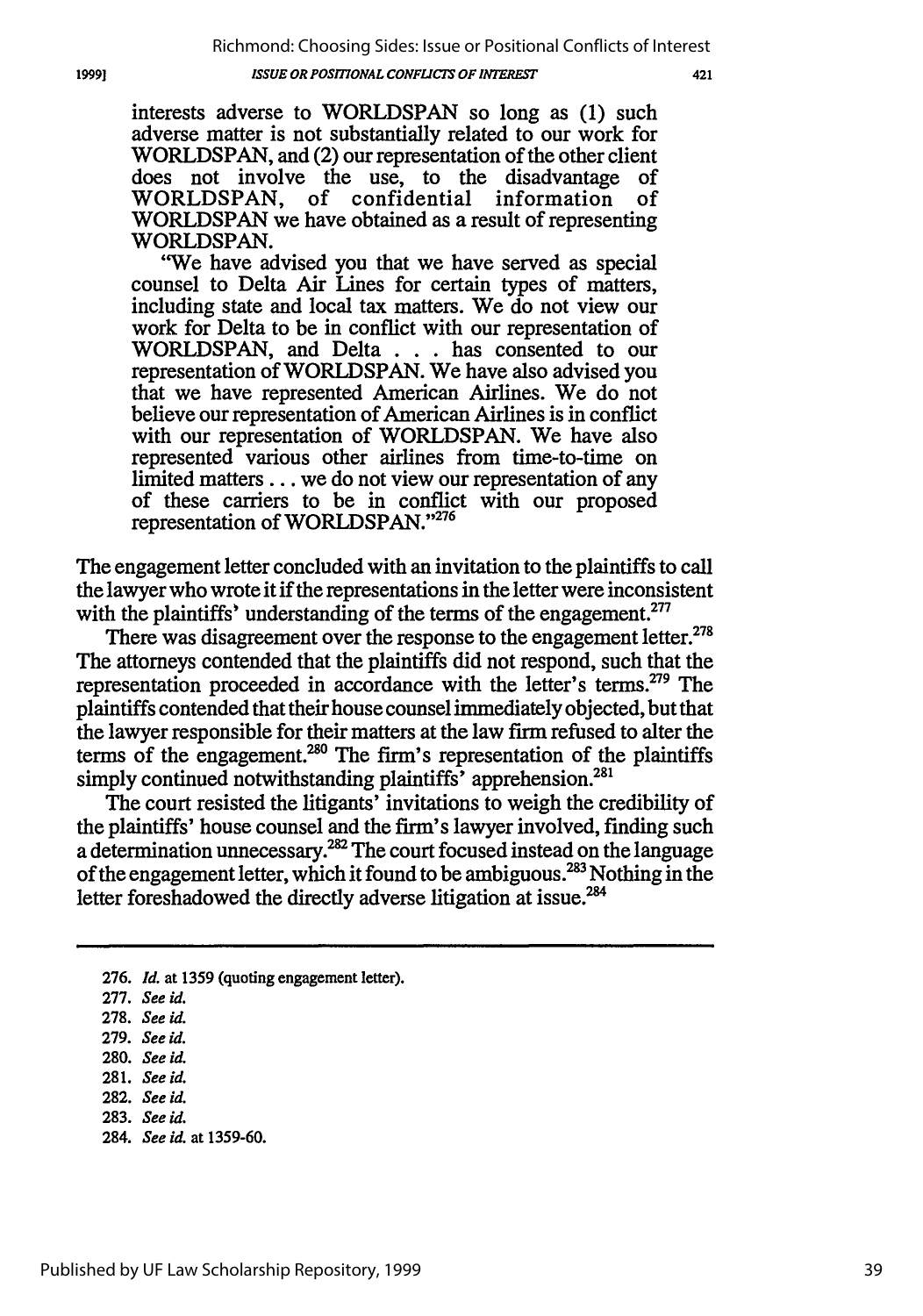> interests adverse to WORLDSPAN so long as (1) such adverse matter is not substantially related to our work for WORLDSPAN, and (2) our representation of the other client does not involve the use, to the disadvantage of WORLDSPAN, of confidential information of WORLDSPAN we have obtained as a result of representing WORLDSPAN.
>
> "We have advised you that we have served as special counsel to Delta Air Lines for certain types of matters, including state and local tax matters. We do not view our work for Delta to be in conflict with our representation of WORLDSPAN, and Delta . . . has consented to our representation of WORLDSPAN. We have also advised you that we have represented American Airlines. We do not believe our representation of American Airlines is in conflict with our representation of WORLDSPAN. We have also represented various other airlines from time-to-time on limited matters . . . we do not view our representation of any of these carriers to be in conflict with our proposed representation of WORLDSPAN."[276]

The engagement letter concluded with an invitation to the plaintiffs to call the lawyer who wrote it if the representations in the letter were inconsistent with the plaintiffs' understanding of the terms of the engagement.[277]

There was disagreement over the response to the engagement letter.[278] The attorneys contended that the plaintiffs did not respond, such that the representation proceeded in accordance with the letter's terms.[279] The plaintiffs contended that their house counsel immediately objected, but that the lawyer responsible for their matters at the law firm refused to alter the terms of the engagement.[280] The firm's representation of the plaintiffs simply continued notwithstanding plaintiffs' apprehension.[281]

The court resisted the litigants' invitations to weigh the credibility of the plaintiffs' house counsel and the firm's lawyer involved, finding such a determination unnecessary.[282] The court focused instead on the language of the engagement letter, which it found to be ambiguous.[283] Nothing in the letter foreshadowed the directly adverse litigation at issue.[284]

---

276. *Id.* at 1359 (quoting engagement letter).
277. *See id.*
278. *See id.*
279. *See id.*
280. *See id.*
281. *See id.*
282. *See id.*
283. *See id.*
284. *See id.* at 1359-60.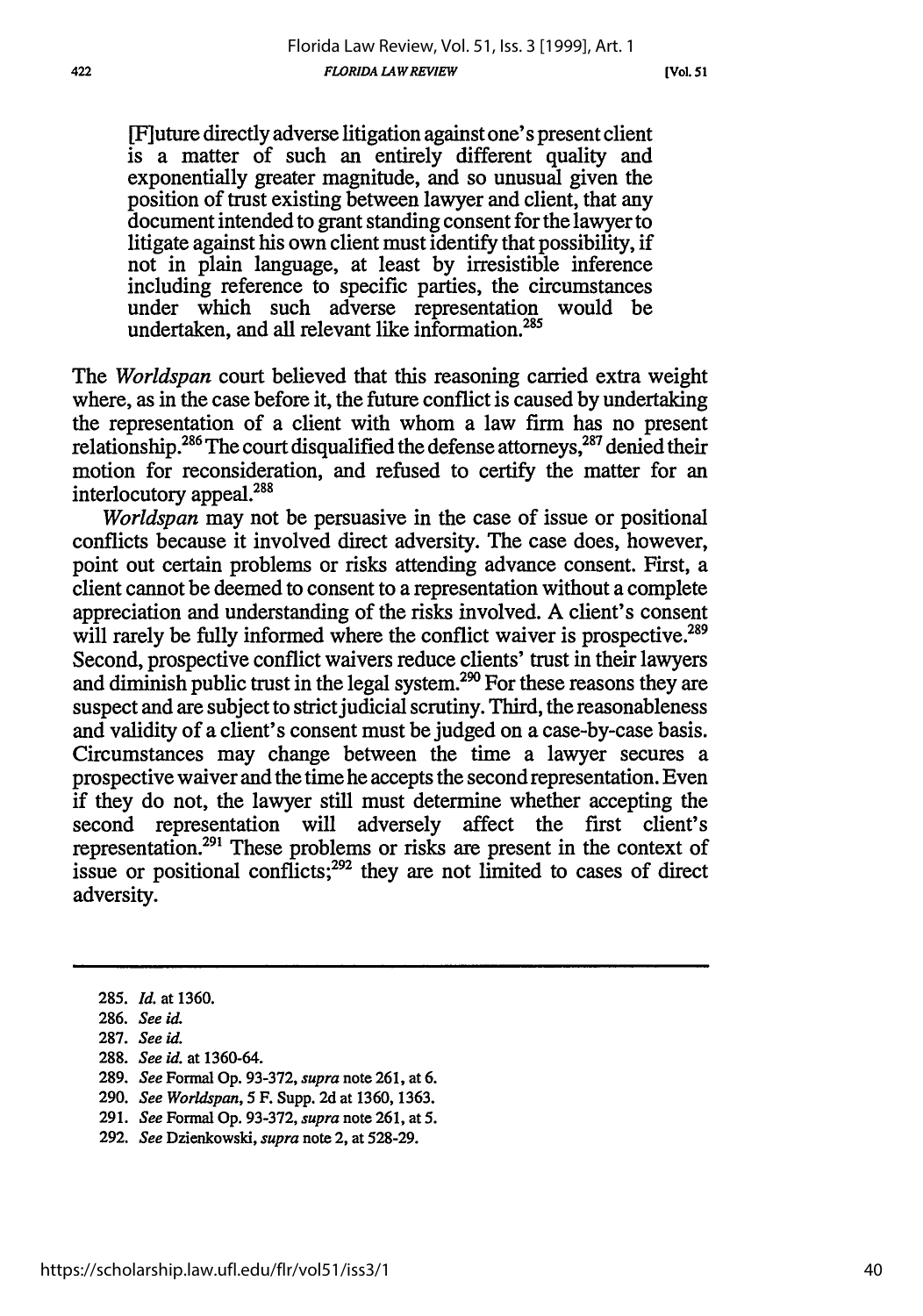> [F]uture directly adverse litigation against one's present client is a matter of such an entirely different quality and exponentially greater magnitude, and so unusual given the position of trust existing between lawyer and client, that any document intended to grant standing consent for the lawyer to litigate against his own client must identify that possibility, if not in plain language, at least by irresistible inference including reference to specific parties, the circumstances under which such adverse representation would be undertaken, and all relevant like information.[285]

The *Worldspan* court believed that this reasoning carried extra weight where, as in the case before it, the future conflict is caused by undertaking the representation of a client with whom a law firm has no present relationship.[286] The court disqualified the defense attorneys,[287] denied their motion for reconsideration, and refused to certify the matter for an interlocutory appeal.[288]

*Worldspan* may not be persuasive in the case of issue or positional conflicts because it involved direct adversity. The case does, however, point out certain problems or risks attending advance consent. First, a client cannot be deemed to consent to a representation without a complete appreciation and understanding of the risks involved. A client's consent will rarely be fully informed where the conflict waiver is prospective.[289] Second, prospective conflict waivers reduce clients' trust in their lawyers and diminish public trust in the legal system.[290] For these reasons they are suspect and are subject to strict judicial scrutiny. Third, the reasonableness and validity of a client's consent must be judged on a case-by-case basis. Circumstances may change between the time a lawyer secures a prospective waiver and the time he accepts the second representation. Even if they do not, the lawyer still must determine whether accepting the second representation will adversely affect the first client's representation.[291] These problems or risks are present in the context of issue or positional conflicts;[292] they are not limited to cases of direct adversity.

---

285. *Id.* at 1360.
286. *See id.*
287. *See id.*
288. *See id.* at 1360-64.
289. *See* Formal Op. 93-372, *supra* note 261, at 6.
290. *See Worldspan*, 5 F. Supp. 2d at 1360, 1363.
291. *See* Formal Op. 93-372, *supra* note 261, at 5.
292. *See* Dzienkowski, *supra* note 2, at 528-29.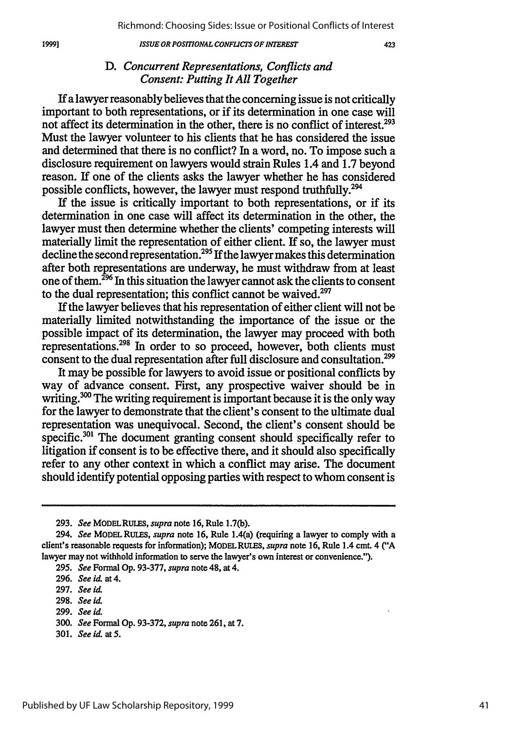### D. *Concurrent Representations, Conflicts and Consent: Putting It All Together*

If a lawyer reasonably believes that the concerning issue is not critically important to both representations, or if its determination in one case will not affect its determination in the other, there is no conflict of interest.[293] Must the lawyer volunteer to his clients that he has considered the issue and determined that there is no conflict? In a word, no. To impose such a disclosure requirement on lawyers would strain Rules 1.4 and 1.7 beyond reason. If one of the clients asks the lawyer whether he has considered possible conflicts, however, the lawyer must respond truthfully.[294]

If the issue is critically important to both representations, or if its determination in one case will affect its determination in the other, the lawyer must then determine whether the clients' competing interests will materially limit the representation of either client. If so, the lawyer must decline the second representation.[295] If the lawyer makes this determination after both representations are underway, he must withdraw from at least one of them.[296] In this situation the lawyer cannot ask the clients to consent to the dual representation; this conflict cannot be waived.[297]

If the lawyer believes that his representation of either client will not be materially limited notwithstanding the importance of the issue or the possible impact of its determination, the lawyer may proceed with both representations.[298] In order to so proceed, however, both clients must consent to the dual representation after full disclosure and consultation.[299]

It may be possible for lawyers to avoid issue or positional conflicts by way of advance consent. First, any prospective waiver should be in writing.[300] The writing requirement is important because it is the only way for the lawyer to demonstrate that the client's consent to the ultimate dual representation was unequivocal. Second, the client's consent should be specific.[301] The document granting consent should specifically refer to litigation if consent is to be effective there, and it should also specifically refer to any other context in which a conflict may arise. The document should identify potential opposing parties with respect to whom consent is

---

293. *See* MODEL RULES, *supra* note 16, Rule 1.7(b).

294. *See* MODEL RULES, *supra* note 16, Rule 1.4(a) (requiring a lawyer to comply with a client's reasonable requests for information); MODEL RULES, *supra* note 16, Rule 1.4 cmt. 4 ("A lawyer may not withhold information to serve the lawyer's own interest or convenience.").

295. *See* Formal Op. 93-377, *supra* note 48, at 4.

296. *See id.* at 4.

297. *See id.*

298. *See id.*

299. *See id.*

300. *See* Formal Op. 93-372, *supra* note 261, at 7.

301. *See id.* at 5.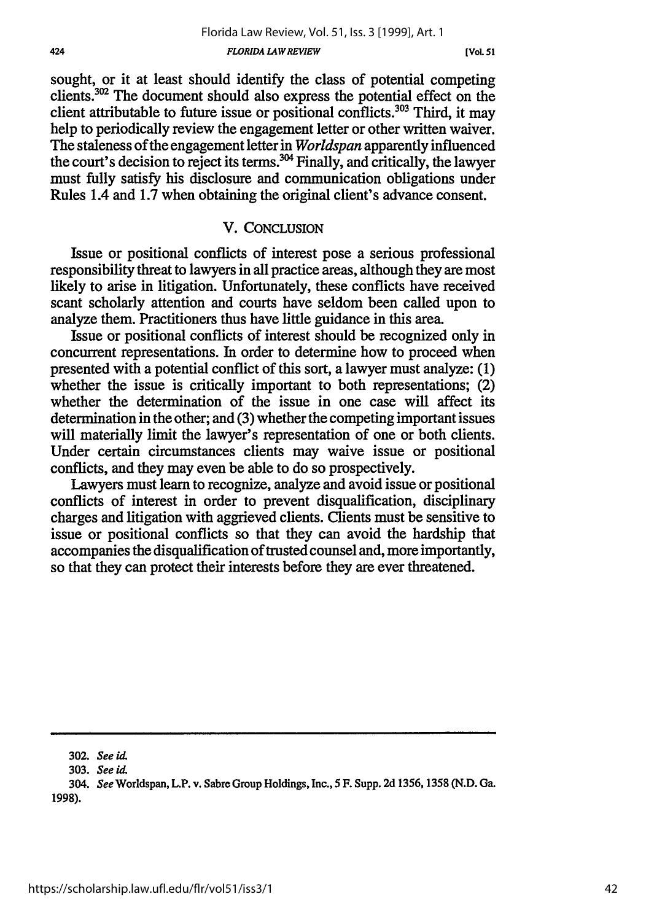sought, or it at least should identify the class of potential competing clients.[302] The document should also express the potential effect on the client attributable to future issue or positional conflicts.[303] Third, it may help to periodically review the engagement letter or other written waiver. The staleness of the engagement letter in *Worldspan* apparently influenced the court's decision to reject its terms.[304] Finally, and critically, the lawyer must fully satisfy his disclosure and communication obligations under Rules 1.4 and 1.7 when obtaining the original client's advance consent.

## V. CONCLUSION

Issue or positional conflicts of interest pose a serious professional responsibility threat to lawyers in all practice areas, although they are most likely to arise in litigation. Unfortunately, these conflicts have received scant scholarly attention and courts have seldom been called upon to analyze them. Practitioners thus have little guidance in this area.

Issue or positional conflicts of interest should be recognized only in concurrent representations. In order to determine how to proceed when presented with a potential conflict of this sort, a lawyer must analyze: (1) whether the issue is critically important to both representations; (2) whether the determination of the issue in one case will affect its determination in the other; and (3) whether the competing important issues will materially limit the lawyer's representation of one or both clients. Under certain circumstances clients may waive issue or positional conflicts, and they may even be able to do so prospectively.

Lawyers must learn to recognize, analyze and avoid issue or positional conflicts of interest in order to prevent disqualification, disciplinary charges and litigation with aggrieved clients. Clients must be sensitive to issue or positional conflicts so that they can avoid the hardship that accompanies the disqualification of trusted counsel and, more importantly, so that they can protect their interests before they are ever threatened.

---

302. *See id.*

303. *See id.*

304. *See* Worldspan, L.P. v. Sabre Group Holdings, Inc., 5 F. Supp. 2d 1356, 1358 (N.D. Ga. 1998).